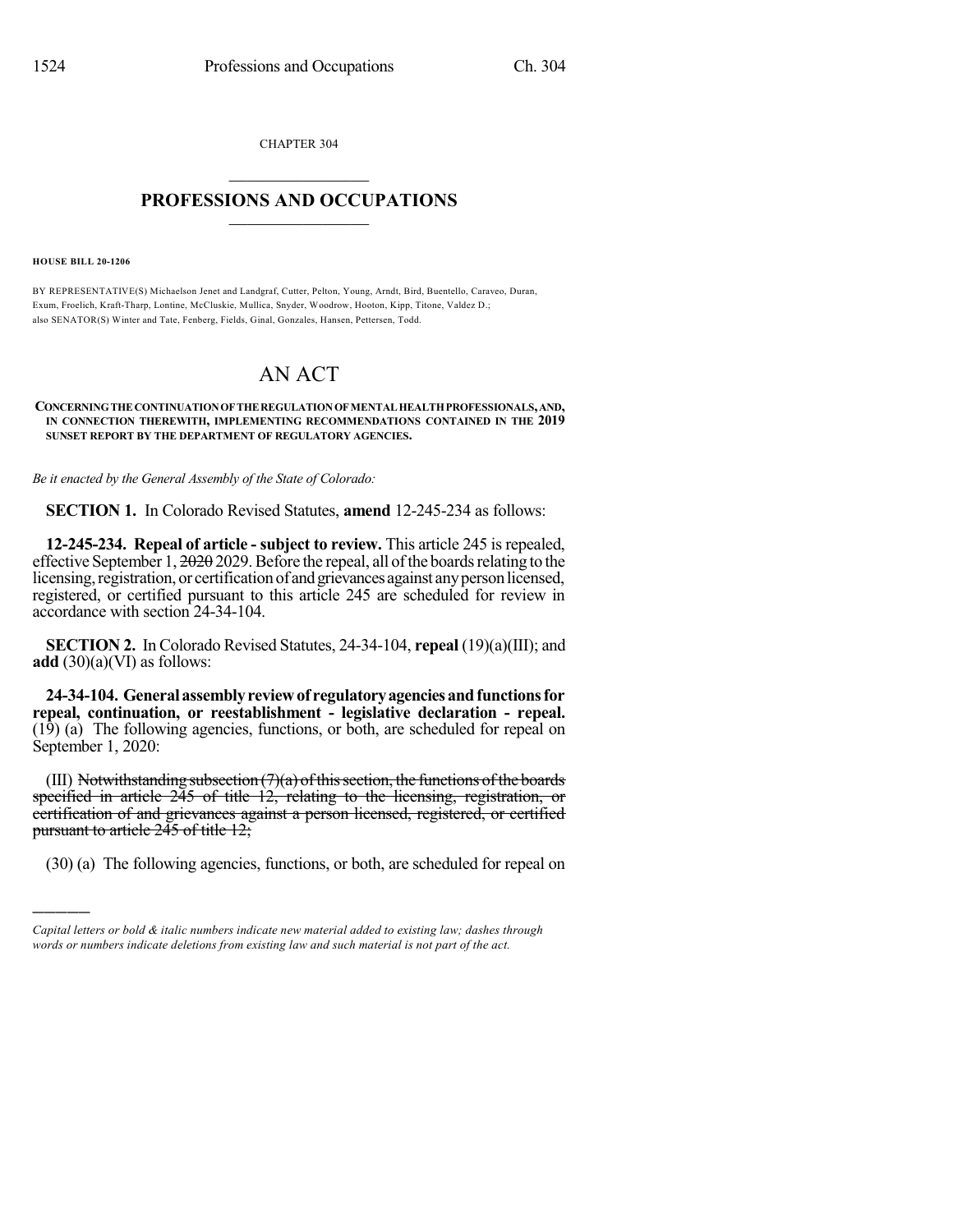CHAPTER 304

# PROFESSIONS AND OCCUPATIONS

**HOUSE BILL 20-1206**

BY REPRESENTATIVE(S) Michaelson Jenet and Landgraf, Cutter, Pelton, Young, Arndt, Bird, Buentello, Caraveo, Duran, Exum, Froelich, Kraft-Tharp, Lontine, McCluskie, Mullica, Snyder, Woodrow, Hooton, Kipp, Titone, Valdez D.; also SENATOR(S) Winter and Tate, Fenberg, Fields, Ginal, Gonzales, Hansen, Pettersen, Todd.

# AN ACT

**CONCERNING THE CONTINUATION OF THE REGULATION OF MENTAL HEALTH PROFESSIONALS, AND, IN CONNECTION THEREWITH, IMPLEMENTING RECOMMENDATIONS CONTAINED IN THE 2019 SUNSET REPORT BY THE DEPARTMENT OF REGULATORY AGENCIES.**

*Be it enacted by the General Assembly of the State of Colorado:*

**SECTION 1.** In Colorado Revised Statutes, **amend** 12-245-234 as follows:

**12-245-234. Repeal of article - subject to review.** This article 245 is repealed, effective September 1, ~~2020~~ 2029. Before the repeal, all of the boards relating to the licensing, registration, or certification of and grievances against any person licensed, registered, or certified pursuant to this article 245 are scheduled for review in accordance with section 24-34-104.

**SECTION 2.** In Colorado Revised Statutes, 24-34-104, **repeal** (19)(a)(III); and **add** (30)(a)(VI) as follows:

**24-34-104. General assembly review of regulatory agencies and functions for repeal, continuation, or reestablishment - legislative declaration - repeal.** (19) (a) The following agencies, functions, or both, are scheduled for repeal on September 1, 2020:

(III) ~~Notwithstanding subsection (7)(a) of this section, the functions of the boards specified in article 245 of title 12, relating to the licensing, registration, or certification of and grievances against a person licensed, registered, or certified pursuant to article 245 of title 12;~~

(30) (a) The following agencies, functions, or both, are scheduled for repeal on

---

*Capital letters or bold & italic numbers indicate new material added to existing law; dashes through words or numbers indicate deletions from existing law and such material is not part of the act.*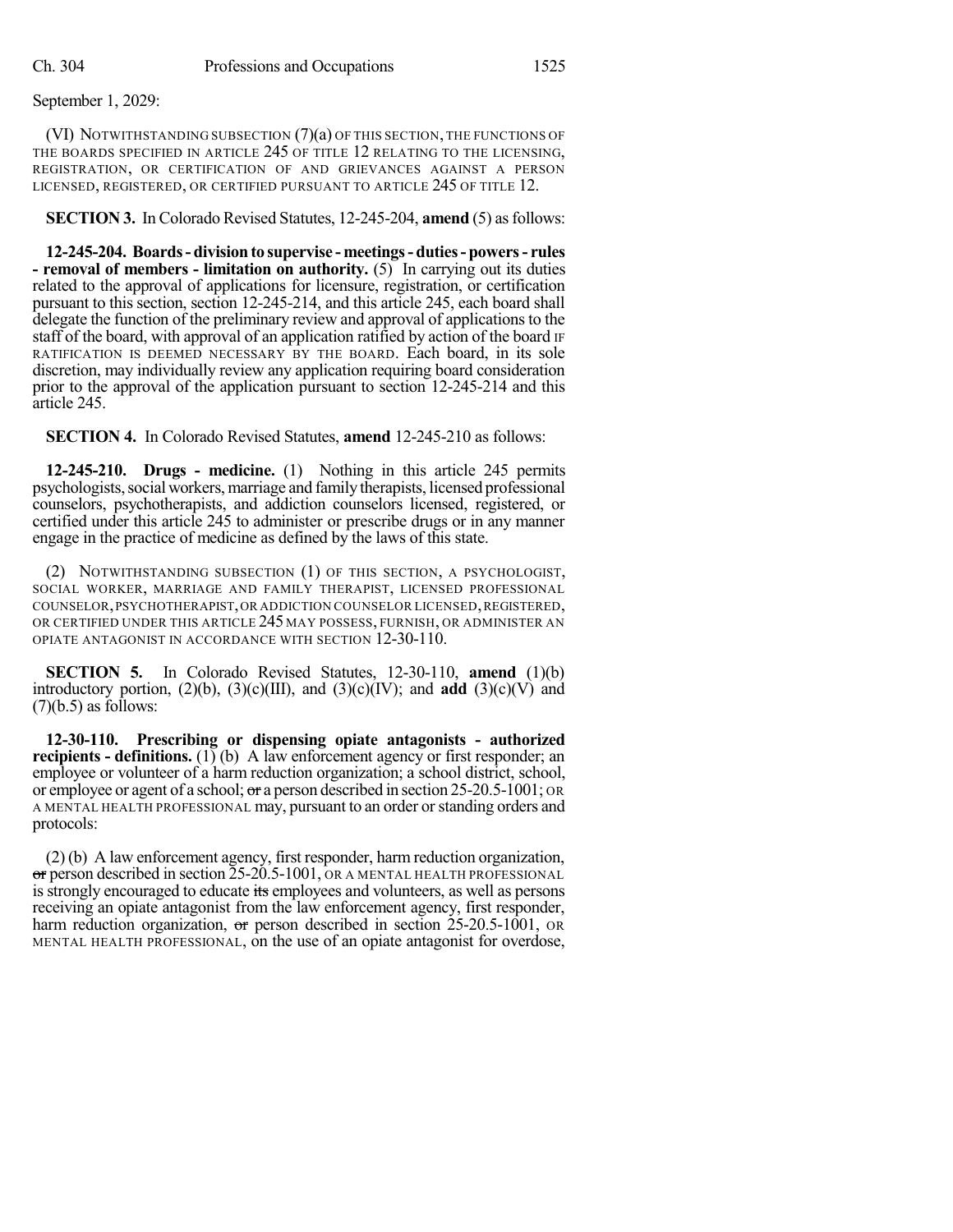September 1, 2029:

(VI) NOTWITHSTANDING SUBSECTION (7)(a) OF THIS SECTION, THE FUNCTIONS OF THE BOARDS SPECIFIED IN ARTICLE 245 OF TITLE 12 RELATING TO THE LICENSING, REGISTRATION, OR CERTIFICATION OF AND GRIEVANCES AGAINST A PERSON LICENSED, REGISTERED, OR CERTIFIED PURSUANT TO ARTICLE 245 OF TITLE 12.

**SECTION 3.** In Colorado Revised Statutes, 12-245-204, **amend** (5) as follows:

**12-245-204. Boards - division to supervise - meetings - duties - powers - rules - removal of members - limitation on authority.** (5) In carrying out its duties related to the approval of applications for licensure, registration, or certification pursuant to this section, section 12-245-214, and this article 245, each board shall delegate the function of the preliminary review and approval of applications to the staff of the board, with approval of an application ratified by action of the board IF RATIFICATION IS DEEMED NECESSARY BY THE BOARD. Each board, in its sole discretion, may individually review any application requiring board consideration prior to the approval of the application pursuant to section 12-245-214 and this article 245.

**SECTION 4.** In Colorado Revised Statutes, **amend** 12-245-210 as follows:

**12-245-210. Drugs - medicine.** (1) Nothing in this article 245 permits psychologists, social workers, marriage and family therapists, licensed professional counselors, psychotherapists, and addiction counselors licensed, registered, or certified under this article 245 to administer or prescribe drugs or in any manner engage in the practice of medicine as defined by the laws of this state.

(2) NOTWITHSTANDING SUBSECTION (1) OF THIS SECTION, A PSYCHOLOGIST, SOCIAL WORKER, MARRIAGE AND FAMILY THERAPIST, LICENSED PROFESSIONAL COUNSELOR, PSYCHOTHERAPIST, OR ADDICTION COUNSELOR LICENSED, REGISTERED, OR CERTIFIED UNDER THIS ARTICLE 245 MAY POSSESS, FURNISH, OR ADMINISTER AN OPIATE ANTAGONIST IN ACCORDANCE WITH SECTION 12-30-110.

**SECTION 5.** In Colorado Revised Statutes, 12-30-110, **amend** (1)(b) introductory portion, (2)(b), (3)(c)(III), and (3)(c)(IV); and **add** (3)(c)(V) and (7)(b.5) as follows:

**12-30-110. Prescribing or dispensing opiate antagonists - authorized recipients - definitions.** (1) (b) A law enforcement agency or first responder; an employee or volunteer of a harm reduction organization; a school district, school, or employee or agent of a school; ~~or~~ a person described in section 25-20.5-1001; OR A MENTAL HEALTH PROFESSIONAL may, pursuant to an order or standing orders and protocols:

(2) (b) A law enforcement agency, first responder, harm reduction organization, ~~or~~ person described in section 25-20.5-1001, OR A MENTAL HEALTH PROFESSIONAL is strongly encouraged to educate ~~its~~ employees and volunteers, as well as persons receiving an opiate antagonist from the law enforcement agency, first responder, harm reduction organization, ~~or~~ person described in section 25-20.5-1001, OR MENTAL HEALTH PROFESSIONAL, on the use of an opiate antagonist for overdose,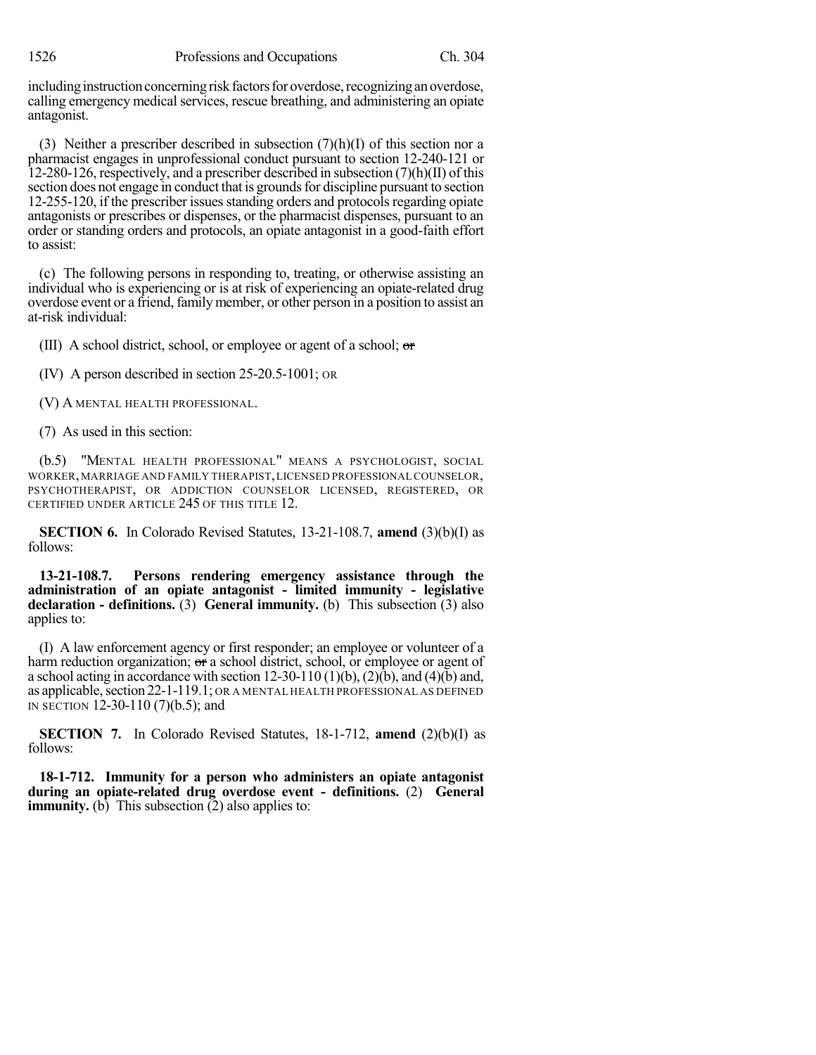including instruction concerning risk factors for overdose, recognizing an overdose, calling emergency medical services, rescue breathing, and administering an opiate antagonist.

(3) Neither a prescriber described in subsection (7)(h)(I) of this section nor a pharmacist engages in unprofessional conduct pursuant to section 12-240-121 or 12-280-126, respectively, and a prescriber described in subsection (7)(h)(II) of this section does not engage in conduct that is grounds for discipline pursuant to section 12-255-120, if the prescriber issues standing orders and protocols regarding opiate antagonists or prescribes or dispenses, or the pharmacist dispenses, pursuant to an order or standing orders and protocols, an opiate antagonist in a good-faith effort to assist:

(c) The following persons in responding to, treating, or otherwise assisting an individual who is experiencing or is at risk of experiencing an opiate-related drug overdose event or a friend, family member, or other person in a position to assist an at-risk individual:

(III) A school district, school, or employee or agent of a school; ~~or~~

(IV) A person described in section 25-20.5-1001; OR

(V) A MENTAL HEALTH PROFESSIONAL.

(7) As used in this section:

(b.5) "MENTAL HEALTH PROFESSIONAL" MEANS A PSYCHOLOGIST, SOCIAL WORKER, MARRIAGE AND FAMILY THERAPIST, LICENSED PROFESSIONAL COUNSELOR, PSYCHOTHERAPIST, OR ADDICTION COUNSELOR LICENSED, REGISTERED, OR CERTIFIED UNDER ARTICLE 245 OF THIS TITLE 12.

**SECTION 6.** In Colorado Revised Statutes, 13-21-108.7, **amend** (3)(b)(I) as follows:

**13-21-108.7. Persons rendering emergency assistance through the administration of an opiate antagonist - limited immunity - legislative declaration - definitions.** (3) **General immunity.** (b) This subsection (3) also applies to:

(I) A law enforcement agency or first responder; an employee or volunteer of a harm reduction organization; ~~or~~ a school district, school, or employee or agent of a school acting in accordance with section 12-30-110 (1)(b), (2)(b), and (4)(b) and, as applicable, section 22-1-119.1; OR A MENTAL HEALTH PROFESSIONAL AS DEFINED IN SECTION 12-30-110 (7)(b.5); and

**SECTION 7.** In Colorado Revised Statutes, 18-1-712, **amend** (2)(b)(I) as follows:

**18-1-712. Immunity for a person who administers an opiate antagonist during an opiate-related drug overdose event - definitions.** (2) **General immunity.** (b) This subsection (2) also applies to: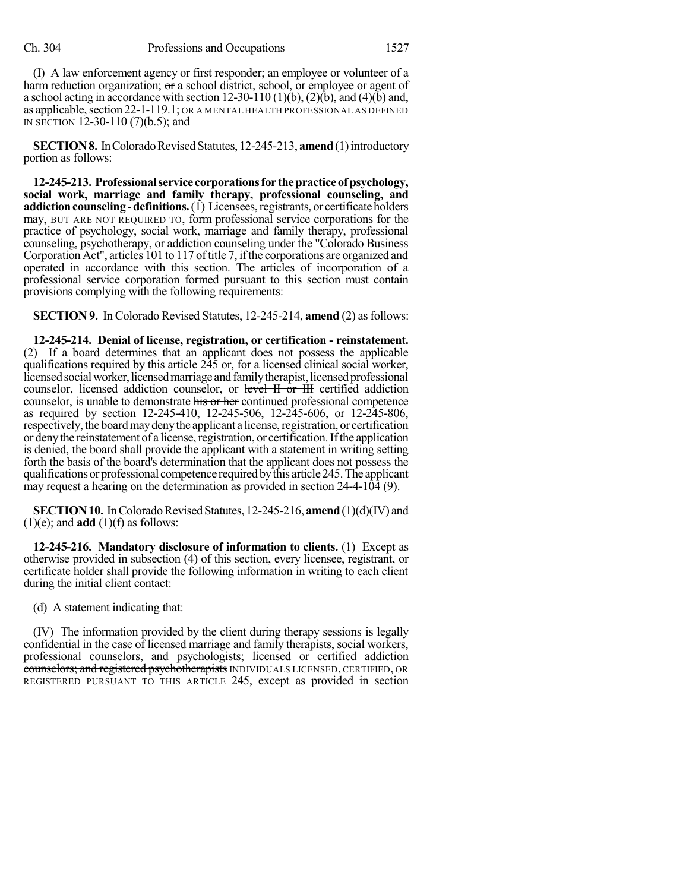(I) A law enforcement agency or first responder; an employee or volunteer of a harm reduction organization; ~~or~~ a school district, school, or employee or agent of a school acting in accordance with section 12-30-110 (1)(b), (2)(b), and (4)(b) and, as applicable, section 22-1-119.1; OR A MENTAL HEALTH PROFESSIONAL AS DEFINED IN SECTION 12-30-110 (7)(b.5); and

**SECTION 8.** In Colorado Revised Statutes, 12-245-213, **amend** (1) introductory portion as follows:

**12-245-213. Professional service corporations for the practice of psychology, social work, marriage and family therapy, professional counseling, and addiction counseling - definitions.** (1) Licensees, registrants, or certificate holders may, BUT ARE NOT REQUIRED TO, form professional service corporations for the practice of psychology, social work, marriage and family therapy, professional counseling, psychotherapy, or addiction counseling under the "Colorado Business Corporation Act", articles 101 to 117 of title 7, if the corporations are organized and operated in accordance with this section. The articles of incorporation of a professional service corporation formed pursuant to this section must contain provisions complying with the following requirements:

**SECTION 9.** In Colorado Revised Statutes, 12-245-214, **amend** (2) as follows:

**12-245-214. Denial of license, registration, or certification - reinstatement.** (2) If a board determines that an applicant does not possess the applicable qualifications required by this article 245 or, for a licensed clinical social worker, licensed social worker, licensed marriage and family therapist, licensed professional counselor, licensed addiction counselor, or ~~level II or III~~ certified addiction counselor, is unable to demonstrate ~~his or her~~ continued professional competence as required by section 12-245-410, 12-245-506, 12-245-606, or 12-245-806, respectively, the board may deny the applicant a license, registration, or certification or deny the reinstatement of a license, registration, or certification. If the application is denied, the board shall provide the applicant with a statement in writing setting forth the basis of the board's determination that the applicant does not possess the qualifications or professional competence required by this article 245. The applicant may request a hearing on the determination as provided in section 24-4-104 (9).

**SECTION 10.** In Colorado Revised Statutes, 12-245-216, **amend** (1)(d)(IV) and (1)(e); and **add** (1)(f) as follows:

**12-245-216. Mandatory disclosure of information to clients.** (1) Except as otherwise provided in subsection (4) of this section, every licensee, registrant, or certificate holder shall provide the following information in writing to each client during the initial client contact:

(d) A statement indicating that:

(IV) The information provided by the client during therapy sessions is legally confidential in the case of ~~licensed marriage and family therapists, social workers, professional counselors, and psychologists; licensed or certified addiction counselors; and registered psychotherapists~~ INDIVIDUALS LICENSED, CERTIFIED, OR REGISTERED PURSUANT TO THIS ARTICLE 245, except as provided in section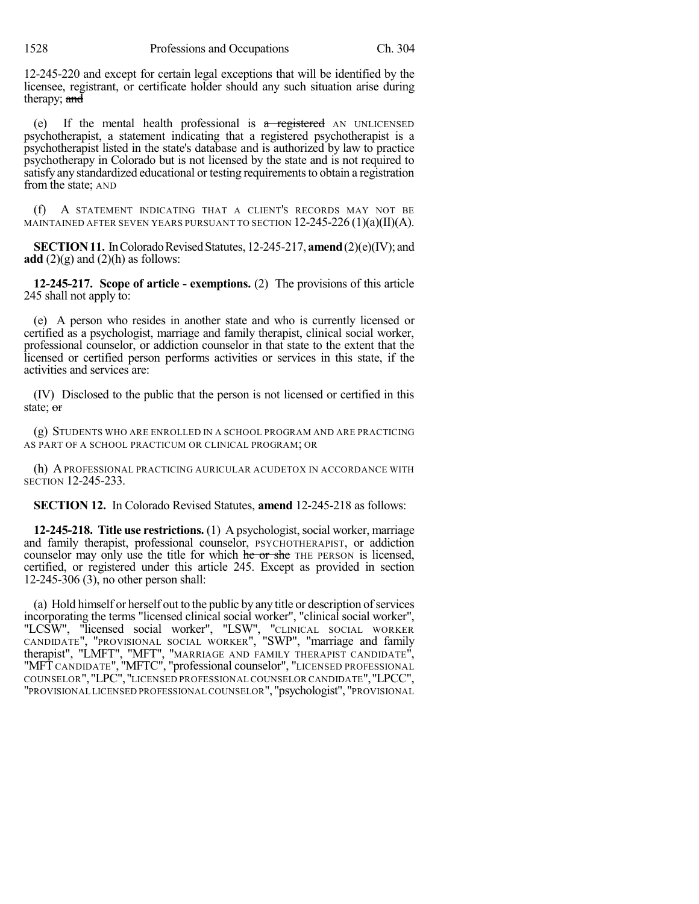12-245-220 and except for certain legal exceptions that will be identified by the licensee, registrant, or certificate holder should any such situation arise during therapy; ~~and~~

(e) If the mental health professional is ~~a registered~~ AN UNLICENSED psychotherapist, a statement indicating that a registered psychotherapist is a psychotherapist listed in the state's database and is authorized by law to practice psychotherapy in Colorado but is not licensed by the state and is not required to satisfy any standardized educational or testing requirements to obtain a registration from the state; AND

(f) A STATEMENT INDICATING THAT A CLIENT'S RECORDS MAY NOT BE MAINTAINED AFTER SEVEN YEARS PURSUANT TO SECTION 12-245-226 (1)(a)(II)(A).

**SECTION 11.** In Colorado Revised Statutes, 12-245-217, **amend** (2)(e)(IV); and **add** (2)(g) and (2)(h) as follows:

**12-245-217. Scope of article - exemptions.** (2) The provisions of this article 245 shall not apply to:

(e) A person who resides in another state and who is currently licensed or certified as a psychologist, marriage and family therapist, clinical social worker, professional counselor, or addiction counselor in that state to the extent that the licensed or certified person performs activities or services in this state, if the activities and services are:

(IV) Disclosed to the public that the person is not licensed or certified in this state; ~~or~~

(g) STUDENTS WHO ARE ENROLLED IN A SCHOOL PROGRAM AND ARE PRACTICING AS PART OF A SCHOOL PRACTICUM OR CLINICAL PROGRAM; OR

(h) A PROFESSIONAL PRACTICING AURICULAR ACUDETOX IN ACCORDANCE WITH SECTION 12-245-233.

**SECTION 12.** In Colorado Revised Statutes, **amend** 12-245-218 as follows:

**12-245-218. Title use restrictions.** (1) A psychologist, social worker, marriage and family therapist, professional counselor, PSYCHOTHERAPIST, or addiction counselor may only use the title for which ~~he or she~~ THE PERSON is licensed, certified, or registered under this article 245. Except as provided in section 12-245-306 (3), no other person shall:

(a) Hold himself or herself out to the public by any title or description of services incorporating the terms "licensed clinical social worker", "clinical social worker", "LCSW", "licensed social worker", "LSW", "CLINICAL SOCIAL WORKER CANDIDATE", "PROVISIONAL SOCIAL WORKER", "SWP", "marriage and family therapist", "LMFT", "MFT", "MARRIAGE AND FAMILY THERAPIST CANDIDATE", "MFT CANDIDATE", "MFTC", "professional counselor", "LICENSED PROFESSIONAL COUNSELOR", "LPC", "LICENSED PROFESSIONAL COUNSELOR CANDIDATE", "LPCC", "PROVISIONAL LICENSED PROFESSIONAL COUNSELOR", "psychologist", "PROVISIONAL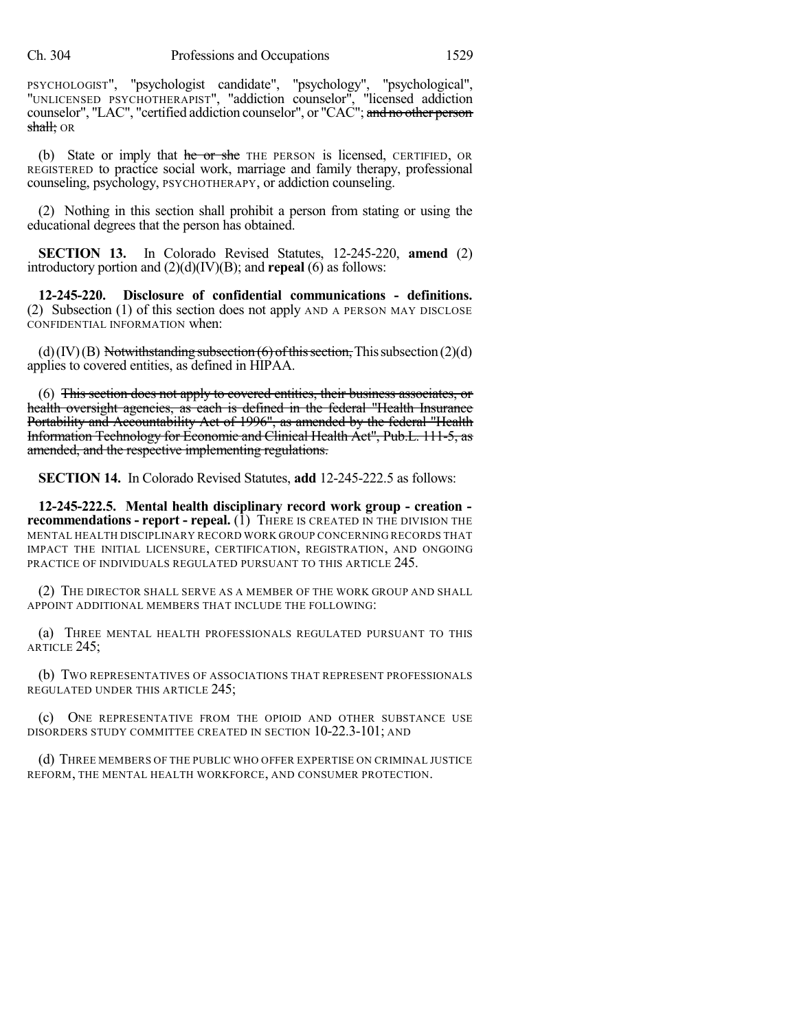PSYCHOLOGIST", "psychologist candidate", "psychology", "psychological", "UNLICENSED PSYCHOTHERAPIST", "addiction counselor", "licensed addiction counselor", "LAC", "certified addiction counselor", or "CAC"; ~~and no other person shall;~~ OR

(b) State or imply that ~~he or she~~ THE PERSON is licensed, CERTIFIED, OR REGISTERED to practice social work, marriage and family therapy, professional counseling, psychology, PSYCHOTHERAPY, or addiction counseling.

(2) Nothing in this section shall prohibit a person from stating or using the educational degrees that the person has obtained.

**SECTION 13.** In Colorado Revised Statutes, 12-245-220, **amend** (2) introductory portion and (2)(d)(IV)(B); and **repeal** (6) as follows:

**12-245-220. Disclosure of confidential communications - definitions.** (2) Subsection (1) of this section does not apply AND A PERSON MAY DISCLOSE CONFIDENTIAL INFORMATION when:

(d)(IV)(B) ~~Notwithstanding subsection (6) of this section,~~ This subsection (2)(d) applies to covered entities, as defined in HIPAA.

(6) ~~This section does not apply to covered entities, their business associates, or health oversight agencies, as each is defined in the federal "Health Insurance Portability and Accountability Act of 1996", as amended by the federal "Health Information Technology for Economic and Clinical Health Act", Pub.L. 111-5, as amended, and the respective implementing regulations.~~

**SECTION 14.** In Colorado Revised Statutes, **add** 12-245-222.5 as follows:

**12-245-222.5. Mental health disciplinary record work group - creation - recommendations - report - repeal.** (1) THERE IS CREATED IN THE DIVISION THE MENTAL HEALTH DISCIPLINARY RECORD WORK GROUP CONCERNING RECORDS THAT IMPACT THE INITIAL LICENSURE, CERTIFICATION, REGISTRATION, AND ONGOING PRACTICE OF INDIVIDUALS REGULATED PURSUANT TO THIS ARTICLE 245.

(2) THE DIRECTOR SHALL SERVE AS A MEMBER OF THE WORK GROUP AND SHALL APPOINT ADDITIONAL MEMBERS THAT INCLUDE THE FOLLOWING:

(a) THREE MENTAL HEALTH PROFESSIONALS REGULATED PURSUANT TO THIS ARTICLE 245;

(b) TWO REPRESENTATIVES OF ASSOCIATIONS THAT REPRESENT PROFESSIONALS REGULATED UNDER THIS ARTICLE 245;

(c) ONE REPRESENTATIVE FROM THE OPIOID AND OTHER SUBSTANCE USE DISORDERS STUDY COMMITTEE CREATED IN SECTION 10-22.3-101; AND

(d) THREE MEMBERS OF THE PUBLIC WHO OFFER EXPERTISE ON CRIMINAL JUSTICE REFORM, THE MENTAL HEALTH WORKFORCE, AND CONSUMER PROTECTION.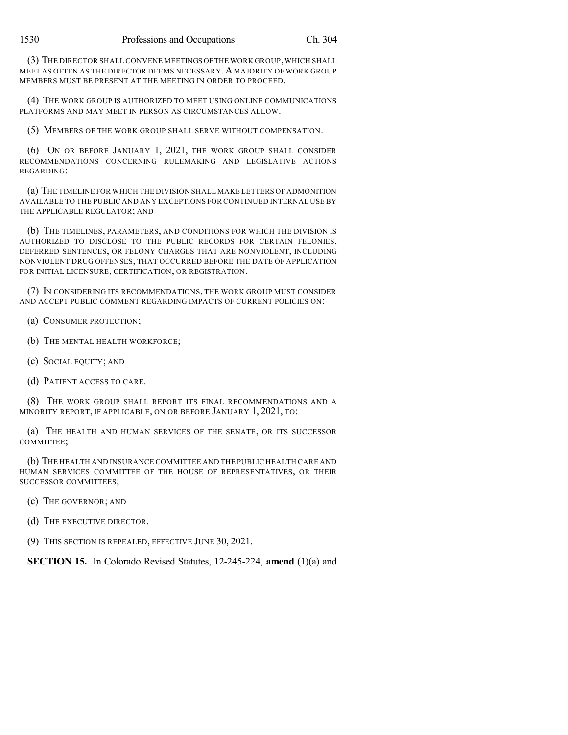(3) THE DIRECTOR SHALL CONVENE MEETINGS OF THE WORK GROUP, WHICH SHALL MEET AS OFTEN AS THE DIRECTOR DEEMS NECESSARY. A MAJORITY OF WORK GROUP MEMBERS MUST BE PRESENT AT THE MEETING IN ORDER TO PROCEED.

(4) THE WORK GROUP IS AUTHORIZED TO MEET USING ONLINE COMMUNICATIONS PLATFORMS AND MAY MEET IN PERSON AS CIRCUMSTANCES ALLOW.

(5) MEMBERS OF THE WORK GROUP SHALL SERVE WITHOUT COMPENSATION.

(6) ON OR BEFORE JANUARY 1, 2021, THE WORK GROUP SHALL CONSIDER RECOMMENDATIONS CONCERNING RULEMAKING AND LEGISLATIVE ACTIONS REGARDING:

(a) THE TIMELINE FOR WHICH THE DIVISION SHALL MAKE LETTERS OF ADMONITION AVAILABLE TO THE PUBLIC AND ANY EXCEPTIONS FOR CONTINUED INTERNAL USE BY THE APPLICABLE REGULATOR; AND

(b) THE TIMELINES, PARAMETERS, AND CONDITIONS FOR WHICH THE DIVISION IS AUTHORIZED TO DISCLOSE TO THE PUBLIC RECORDS FOR CERTAIN FELONIES, DEFERRED SENTENCES, OR FELONY CHARGES THAT ARE NONVIOLENT, INCLUDING NONVIOLENT DRUG OFFENSES, THAT OCCURRED BEFORE THE DATE OF APPLICATION FOR INITIAL LICENSURE, CERTIFICATION, OR REGISTRATION.

(7) IN CONSIDERING ITS RECOMMENDATIONS, THE WORK GROUP MUST CONSIDER AND ACCEPT PUBLIC COMMENT REGARDING IMPACTS OF CURRENT POLICIES ON:

(a) CONSUMER PROTECTION;

(b) THE MENTAL HEALTH WORKFORCE;

(c) SOCIAL EQUITY; AND

(d) PATIENT ACCESS TO CARE.

(8) THE WORK GROUP SHALL REPORT ITS FINAL RECOMMENDATIONS AND A MINORITY REPORT, IF APPLICABLE, ON OR BEFORE JANUARY 1, 2021, TO:

(a) THE HEALTH AND HUMAN SERVICES OF THE SENATE, OR ITS SUCCESSOR COMMITTEE;

(b) THE HEALTH AND INSURANCE COMMITTEE AND THE PUBLIC HEALTH CARE AND HUMAN SERVICES COMMITTEE OF THE HOUSE OF REPRESENTATIVES, OR THEIR SUCCESSOR COMMITTEES;

(c) THE GOVERNOR; AND

(d) THE EXECUTIVE DIRECTOR.

(9) THIS SECTION IS REPEALED, EFFECTIVE JUNE 30, 2021.

**SECTION 15.** In Colorado Revised Statutes, 12-245-224, **amend** (1)(a) and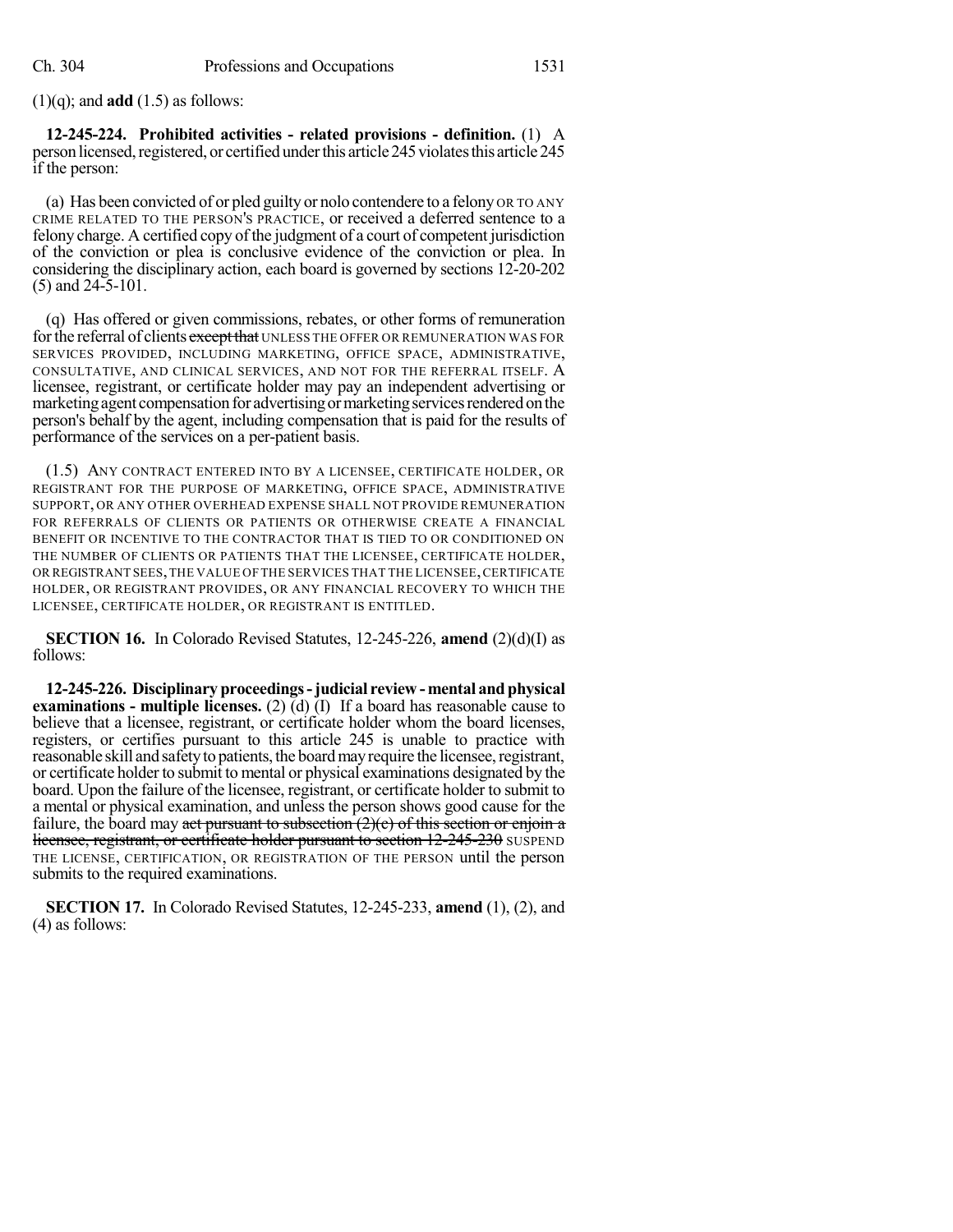(1)(q); and **add** (1.5) as follows:

**12-245-224. Prohibited activities - related provisions - definition.** (1) A person licensed, registered, or certified under this article 245 violates this article 245 if the person:

(a) Has been convicted of or pled guilty or nolo contendere to a felony OR TO ANY CRIME RELATED TO THE PERSON'S PRACTICE, or received a deferred sentence to a felony charge. A certified copy of the judgment of a court of competent jurisdiction of the conviction or plea is conclusive evidence of the conviction or plea. In considering the disciplinary action, each board is governed by sections 12-20-202 (5) and 24-5-101.

(q) Has offered or given commissions, rebates, or other forms of remuneration for the referral of clients ~~except that~~ UNLESS THE OFFER OR REMUNERATION WAS FOR SERVICES PROVIDED, INCLUDING MARKETING, OFFICE SPACE, ADMINISTRATIVE, CONSULTATIVE, AND CLINICAL SERVICES, AND NOT FOR THE REFERRAL ITSELF. A licensee, registrant, or certificate holder may pay an independent advertising or marketing agent compensation for advertising or marketing services rendered on the person's behalf by the agent, including compensation that is paid for the results of performance of the services on a per-patient basis.

(1.5) ANY CONTRACT ENTERED INTO BY A LICENSEE, CERTIFICATE HOLDER, OR REGISTRANT FOR THE PURPOSE OF MARKETING, OFFICE SPACE, ADMINISTRATIVE SUPPORT, OR ANY OTHER OVERHEAD EXPENSE SHALL NOT PROVIDE REMUNERATION FOR REFERRALS OF CLIENTS OR PATIENTS OR OTHERWISE CREATE A FINANCIAL BENEFIT OR INCENTIVE TO THE CONTRACTOR THAT IS TIED TO OR CONDITIONED ON THE NUMBER OF CLIENTS OR PATIENTS THAT THE LICENSEE, CERTIFICATE HOLDER, OR REGISTRANT SEES, THE VALUE OF THE SERVICES THAT THE LICENSEE, CERTIFICATE HOLDER, OR REGISTRANT PROVIDES, OR ANY FINANCIAL RECOVERY TO WHICH THE LICENSEE, CERTIFICATE HOLDER, OR REGISTRANT IS ENTITLED.

**SECTION 16.** In Colorado Revised Statutes, 12-245-226, **amend** (2)(d)(I) as follows:

**12-245-226. Disciplinary proceedings - judicial review - mental and physical examinations - multiple licenses.** (2) (d) (I) If a board has reasonable cause to believe that a licensee, registrant, or certificate holder whom the board licenses, registers, or certifies pursuant to this article 245 is unable to practice with reasonable skill and safety to patients, the board may require the licensee, registrant, or certificate holder to submit to mental or physical examinations designated by the board. Upon the failure of the licensee, registrant, or certificate holder to submit to a mental or physical examination, and unless the person shows good cause for the failure, the board may ~~act pursuant to subsection (2)(c) of this section or enjoin a licensee, registrant, or certificate holder pursuant to section 12-245-230~~ SUSPEND THE LICENSE, CERTIFICATION, OR REGISTRATION OF THE PERSON until the person submits to the required examinations.

**SECTION 17.** In Colorado Revised Statutes, 12-245-233, **amend** (1), (2), and (4) as follows: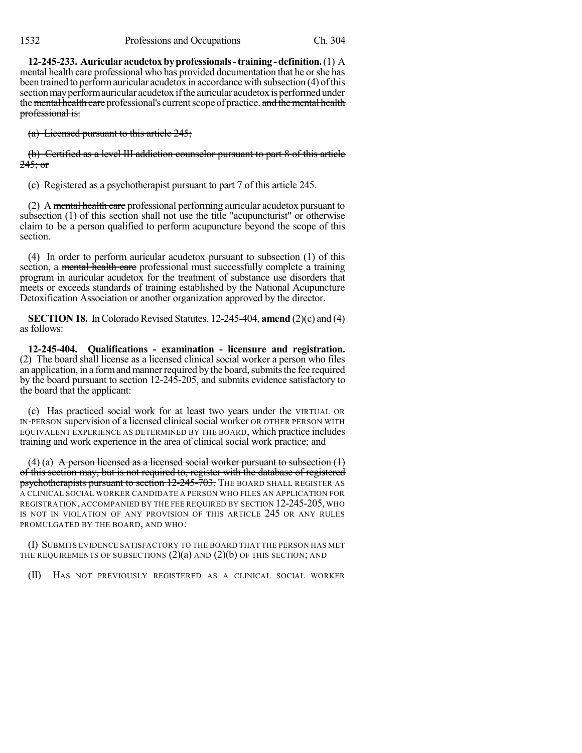**12-245-233. Auricular acudetox by professionals - training - definition.** (1) A ~~mental health care~~ professional who has provided documentation that he or she has been trained to perform auricular acudetox in accordance with subsection (4) of this section may perform auricular acudetox if the auricular acudetox is performed under the ~~mental health care~~ professional's current scope of practice. ~~and the mental health professional is:~~

~~(a) Licensed pursuant to this article 245;~~

~~(b) Certified as a level III addiction counselor pursuant to part 8 of this article 245; or~~

~~(c) Registered as a psychotherapist pursuant to part 7 of this article 245.~~

(2) A ~~mental health care~~ professional performing auricular acudetox pursuant to subsection (1) of this section shall not use the title "acupuncturist" or otherwise claim to be a person qualified to perform acupuncture beyond the scope of this section.

(4) In order to perform auricular acudetox pursuant to subsection (1) of this section, a ~~mental health care~~ professional must successfully complete a training program in auricular acudetox for the treatment of substance use disorders that meets or exceeds standards of training established by the National Acupuncture Detoxification Association or another organization approved by the director.

**SECTION 18.** In Colorado Revised Statutes, 12-245-404, **amend** (2)(c) and (4) as follows:

**12-245-404. Qualifications - examination - licensure and registration.** (2) The board shall license as a licensed clinical social worker a person who files an application, in a form and manner required by the board, submits the fee required by the board pursuant to section 12-245-205, and submits evidence satisfactory to the board that the applicant:

(c) Has practiced social work for at least two years under the VIRTUAL OR IN-PERSON supervision of a licensed clinical social worker OR OTHER PERSON WITH EQUIVALENT EXPERIENCE AS DETERMINED BY THE BOARD, which practice includes training and work experience in the area of clinical social work practice; and

(4) (a) ~~A person licensed as a licensed social worker pursuant to subsection (1) of this section may, but is not required to, register with the database of registered psychotherapists pursuant to section 12-245-703.~~ THE BOARD SHALL REGISTER AS A CLINICAL SOCIAL WORKER CANDIDATE A PERSON WHO FILES AN APPLICATION FOR REGISTRATION, ACCOMPANIED BY THE FEE REQUIRED BY SECTION 12-245-205, WHO IS NOT IN VIOLATION OF ANY PROVISION OF THIS ARTICLE 245 OR ANY RULES PROMULGATED BY THE BOARD, AND WHO:

(I) SUBMITS EVIDENCE SATISFACTORY TO THE BOARD THAT THE PERSON HAS MET THE REQUIREMENTS OF SUBSECTIONS (2)(a) AND (2)(b) OF THIS SECTION; AND

(II) HAS NOT PREVIOUSLY REGISTERED AS A CLINICAL SOCIAL WORKER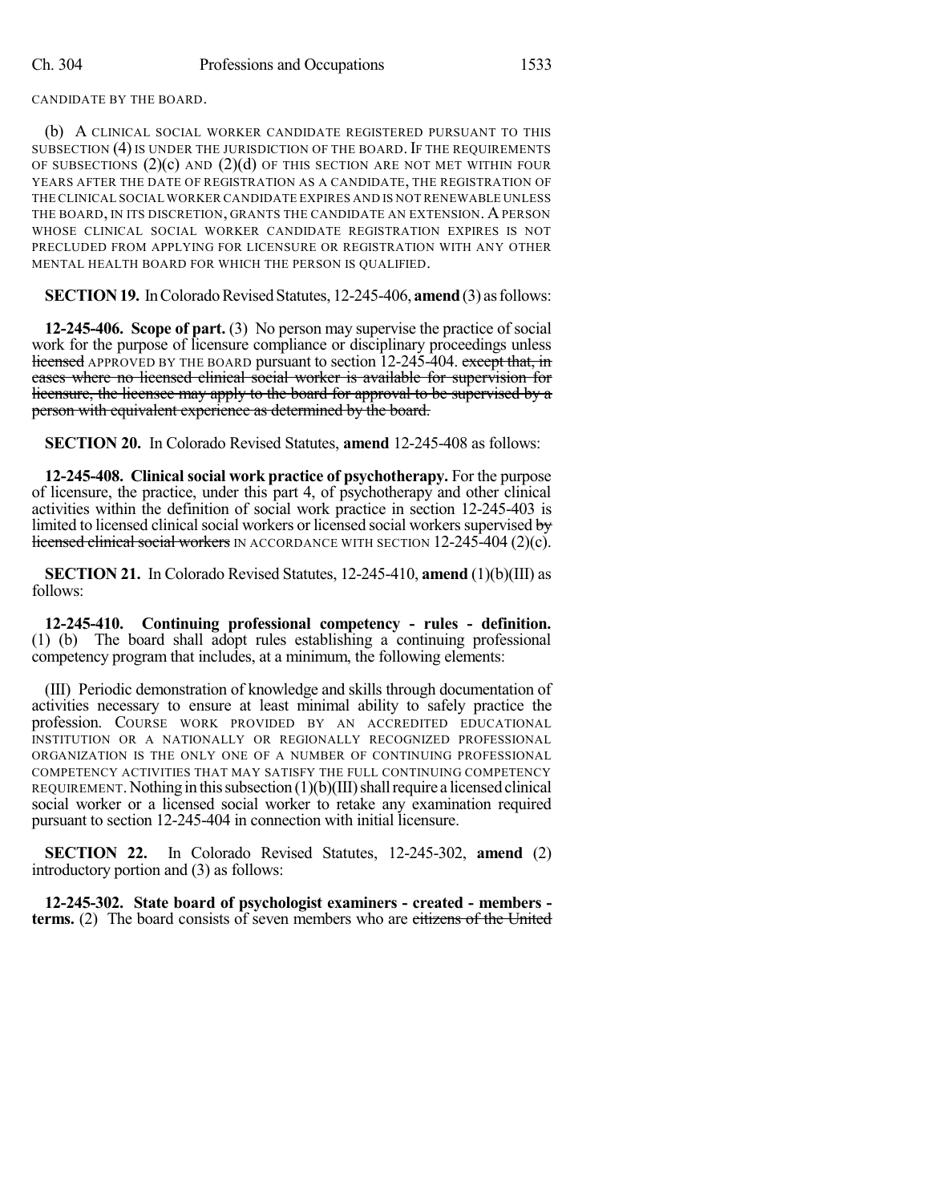CANDIDATE BY THE BOARD.

(b) A CLINICAL SOCIAL WORKER CANDIDATE REGISTERED PURSUANT TO THIS SUBSECTION (4) IS UNDER THE JURISDICTION OF THE BOARD. IF THE REQUIREMENTS OF SUBSECTIONS (2)(c) AND (2)(d) OF THIS SECTION ARE NOT MET WITHIN FOUR YEARS AFTER THE DATE OF REGISTRATION AS A CANDIDATE, THE REGISTRATION OF THE CLINICAL SOCIAL WORKER CANDIDATE EXPIRES AND IS NOT RENEWABLE UNLESS THE BOARD, IN ITS DISCRETION, GRANTS THE CANDIDATE AN EXTENSION. A PERSON WHOSE CLINICAL SOCIAL WORKER CANDIDATE REGISTRATION EXPIRES IS NOT PRECLUDED FROM APPLYING FOR LICENSURE OR REGISTRATION WITH ANY OTHER MENTAL HEALTH BOARD FOR WHICH THE PERSON IS QUALIFIED.

**SECTION 19.** In Colorado Revised Statutes, 12-245-406, **amend** (3) as follows:

**12-245-406. Scope of part.** (3) No person may supervise the practice of social work for the purpose of licensure compliance or disciplinary proceedings unless ~~licensed~~ APPROVED BY THE BOARD pursuant to section 12-245-404. ~~except that, in cases where no licensed clinical social worker is available for supervision for licensure, the licensee may apply to the board for approval to be supervised by a person with equivalent experience as determined by the board.~~

**SECTION 20.** In Colorado Revised Statutes, **amend** 12-245-408 as follows:

**12-245-408. Clinical social work practice of psychotherapy.** For the purpose of licensure, the practice, under this part 4, of psychotherapy and other clinical activities within the definition of social work practice in section 12-245-403 is limited to licensed clinical social workers or licensed social workers supervised ~~by licensed clinical social workers~~ IN ACCORDANCE WITH SECTION 12-245-404 (2)(c).

**SECTION 21.** In Colorado Revised Statutes, 12-245-410, **amend** (1)(b)(III) as follows:

**12-245-410. Continuing professional competency - rules - definition.** (1) (b) The board shall adopt rules establishing a continuing professional competency program that includes, at a minimum, the following elements:

(III) Periodic demonstration of knowledge and skills through documentation of activities necessary to ensure at least minimal ability to safely practice the profession. COURSE WORK PROVIDED BY AN ACCREDITED EDUCATIONAL INSTITUTION OR A NATIONALLY OR REGIONALLY RECOGNIZED PROFESSIONAL ORGANIZATION IS THE ONLY ONE OF A NUMBER OF CONTINUING PROFESSIONAL COMPETENCY ACTIVITIES THAT MAY SATISFY THE FULL CONTINUING COMPETENCY REQUIREMENT. Nothing in this subsection (1)(b)(III) shall require a licensed clinical social worker or a licensed social worker to retake any examination required pursuant to section 12-245-404 in connection with initial licensure.

**SECTION 22.** In Colorado Revised Statutes, 12-245-302, **amend** (2) introductory portion and (3) as follows:

**12-245-302. State board of psychologist examiners - created - members - terms.** (2) The board consists of seven members who are ~~citizens of the United~~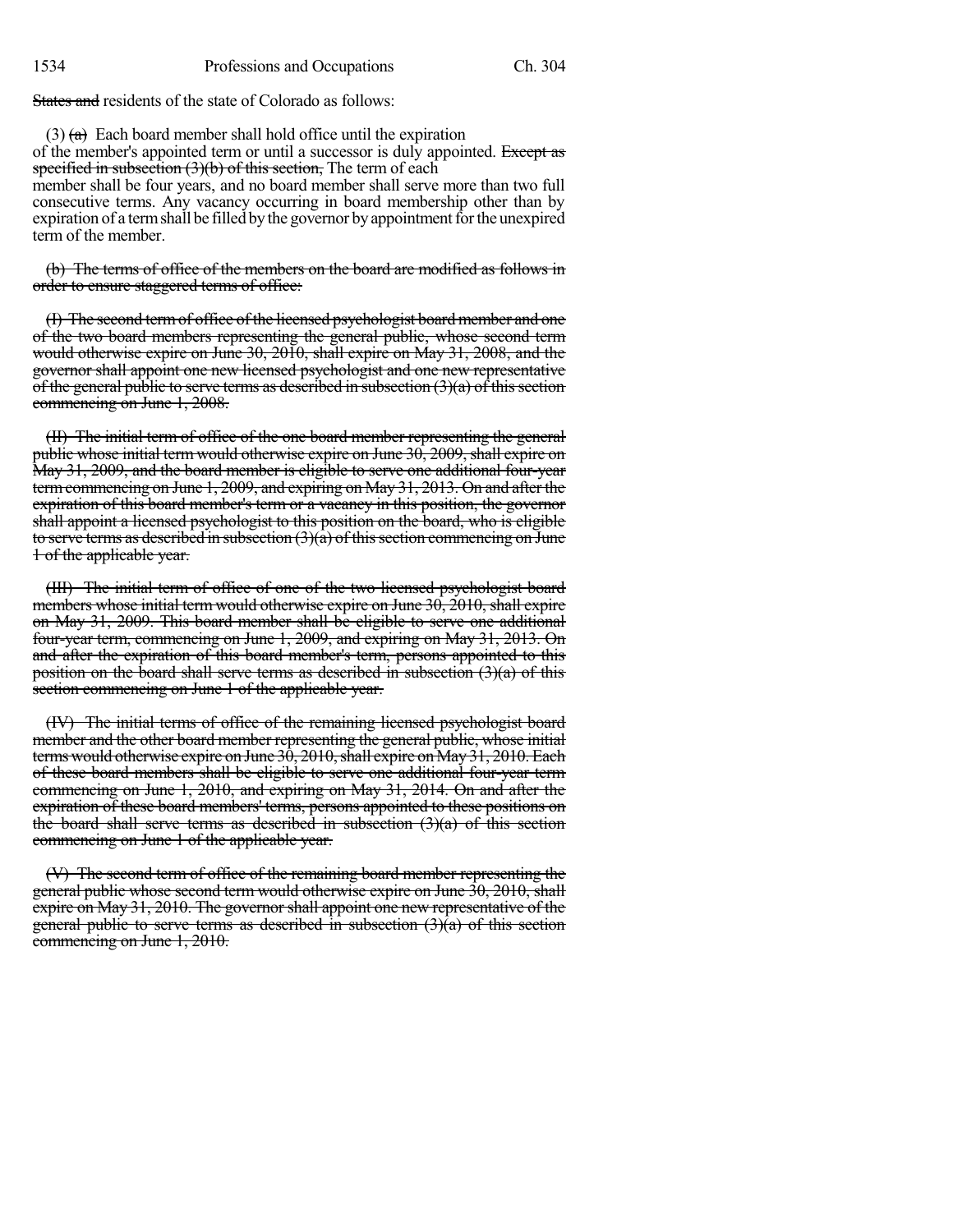~~States and~~ residents of the state of Colorado as follows:

(3) ~~(a)~~ Each board member shall hold office until the expiration of the member's appointed term or until a successor is duly appointed. ~~Except as specified in subsection (3)(b) of this section,~~ The term of each member shall be four years, and no board member shall serve more than two full consecutive terms. Any vacancy occurring in board membership other than by expiration of a term shall be filled by the governor by appointment for the unexpired term of the member.

~~(b) The terms of office of the members on the board are modified as follows in order to ensure staggered terms of office:~~

~~(I) The second term of office of the licensed psychologist board member and one of the two board members representing the general public, whose second term would otherwise expire on June 30, 2010, shall expire on May 31, 2008, and the governor shall appoint one new licensed psychologist and one new representative of the general public to serve terms as described in subsection (3)(a) of this section commencing on June 1, 2008.~~

~~(II) The initial term of office of the one board member representing the general public whose initial term would otherwise expire on June 30, 2009, shall expire on May 31, 2009, and the board member is eligible to serve one additional four-year term commencing on June 1, 2009, and expiring on May 31, 2013. On and after the expiration of this board member's term or a vacancy in this position, the governor shall appoint a licensed psychologist to this position on the board, who is eligible to serve terms as described in subsection (3)(a) of this section commencing on June 1 of the applicable year.~~

~~(III) The initial term of office of one of the two licensed psychologist board members whose initial term would otherwise expire on June 30, 2010, shall expire on May 31, 2009. This board member shall be eligible to serve one additional four-year term, commencing on June 1, 2009, and expiring on May 31, 2013. On and after the expiration of this board member's term, persons appointed to this position on the board shall serve terms as described in subsection (3)(a) of this section commencing on June 1 of the applicable year.~~

~~(IV) The initial terms of office of the remaining licensed psychologist board member and the other board member representing the general public, whose initial terms would otherwise expire on June 30, 2010, shall expire on May 31, 2010. Each of these board members shall be eligible to serve one additional four-year term commencing on June 1, 2010, and expiring on May 31, 2014. On and after the expiration of these board members' terms, persons appointed to these positions on the board shall serve terms as described in subsection (3)(a) of this section commencing on June 1 of the applicable year.~~

~~(V) The second term of office of the remaining board member representing the general public whose second term would otherwise expire on June 30, 2010, shall expire on May 31, 2010. The governor shall appoint one new representative of the general public to serve terms as described in subsection (3)(a) of this section commencing on June 1, 2010.~~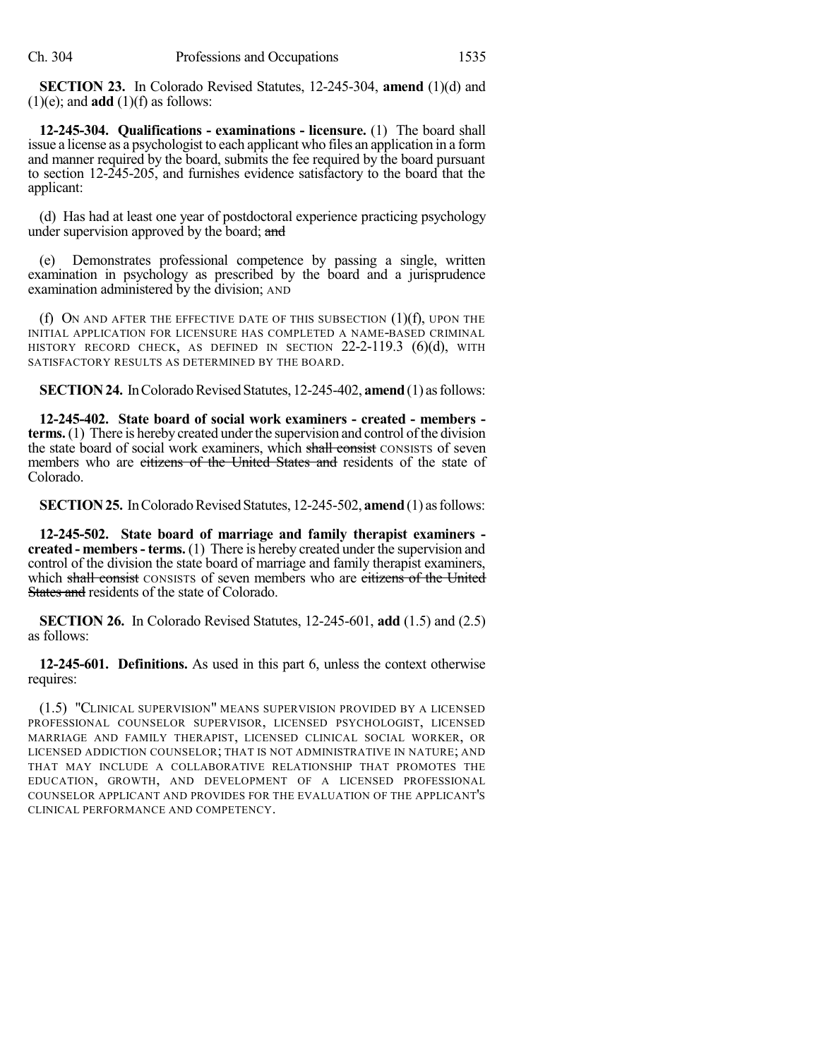**SECTION 23.** In Colorado Revised Statutes, 12-245-304, **amend** (1)(d) and (1)(e); and **add** (1)(f) as follows:

**12-245-304. Qualifications - examinations - licensure.** (1) The board shall issue a license as a psychologist to each applicant who files an application in a form and manner required by the board, submits the fee required by the board pursuant to section 12-245-205, and furnishes evidence satisfactory to the board that the applicant:

(d) Has had at least one year of postdoctoral experience practicing psychology under supervision approved by the board; ~~and~~

(e) Demonstrates professional competence by passing a single, written examination in psychology as prescribed by the board and a jurisprudence examination administered by the division; AND

(f) ON AND AFTER THE EFFECTIVE DATE OF THIS SUBSECTION (1)(f), UPON THE INITIAL APPLICATION FOR LICENSURE HAS COMPLETED A NAME-BASED CRIMINAL HISTORY RECORD CHECK, AS DEFINED IN SECTION 22-2-119.3 (6)(d), WITH SATISFACTORY RESULTS AS DETERMINED BY THE BOARD.

**SECTION 24.** In Colorado Revised Statutes, 12-245-402, **amend** (1) as follows:

**12-245-402. State board of social work examiners - created - members - terms.** (1) There is hereby created under the supervision and control of the division the state board of social work examiners, which ~~shall consist~~ CONSISTS of seven members who are ~~citizens of the United States and~~ residents of the state of Colorado.

**SECTION 25.** In Colorado Revised Statutes, 12-245-502, **amend** (1) as follows:

**12-245-502. State board of marriage and family therapist examiners - created - members - terms.** (1) There is hereby created under the supervision and control of the division the state board of marriage and family therapist examiners, which ~~shall consist~~ CONSISTS of seven members who are ~~citizens of the United States and~~ residents of the state of Colorado.

**SECTION 26.** In Colorado Revised Statutes, 12-245-601, **add** (1.5) and (2.5) as follows:

**12-245-601. Definitions.** As used in this part 6, unless the context otherwise requires:

(1.5) "CLINICAL SUPERVISION" MEANS SUPERVISION PROVIDED BY A LICENSED PROFESSIONAL COUNSELOR SUPERVISOR, LICENSED PSYCHOLOGIST, LICENSED MARRIAGE AND FAMILY THERAPIST, LICENSED CLINICAL SOCIAL WORKER, OR LICENSED ADDICTION COUNSELOR; THAT IS NOT ADMINISTRATIVE IN NATURE; AND THAT MAY INCLUDE A COLLABORATIVE RELATIONSHIP THAT PROMOTES THE EDUCATION, GROWTH, AND DEVELOPMENT OF A LICENSED PROFESSIONAL COUNSELOR APPLICANT AND PROVIDES FOR THE EVALUATION OF THE APPLICANT'S CLINICAL PERFORMANCE AND COMPETENCY.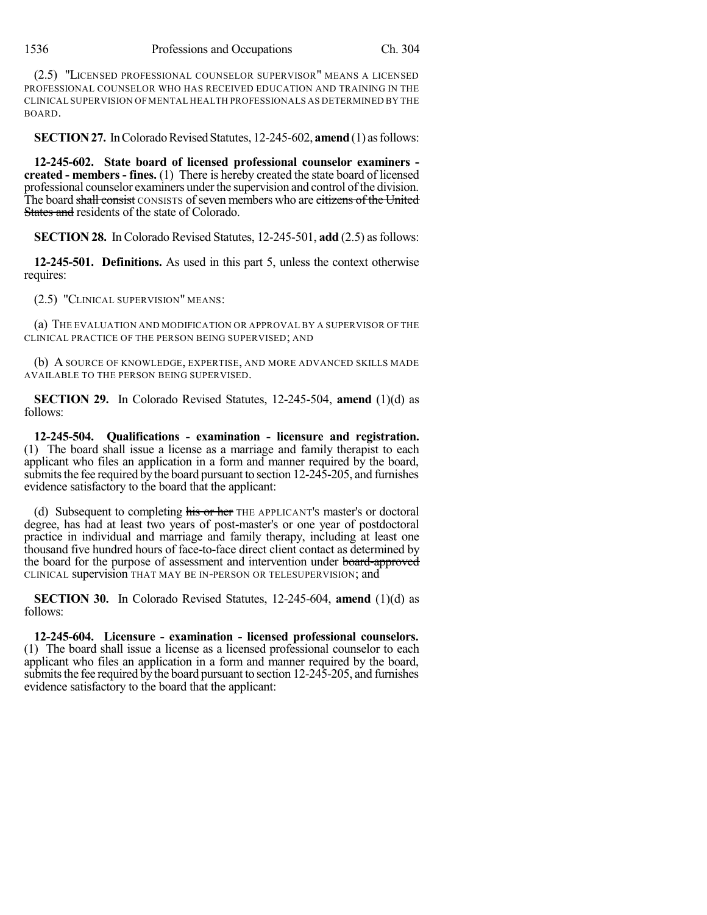(2.5) "LICENSED PROFESSIONAL COUNSELOR SUPERVISOR" MEANS A LICENSED PROFESSIONAL COUNSELOR WHO HAS RECEIVED EDUCATION AND TRAINING IN THE CLINICAL SUPERVISION OF MENTAL HEALTH PROFESSIONALS AS DETERMINED BY THE BOARD.

**SECTION 27.** In Colorado Revised Statutes, 12-245-602, **amend** (1) as follows:

**12-245-602. State board of licensed professional counselor examiners - created - members - fines.** (1) There is hereby created the state board of licensed professional counselor examiners under the supervision and control of the division. The board ~~shall consist~~ CONSISTS of seven members who are ~~citizens of the United States and~~ residents of the state of Colorado.

**SECTION 28.** In Colorado Revised Statutes, 12-245-501, **add** (2.5) as follows:

**12-245-501. Definitions.** As used in this part 5, unless the context otherwise requires:

(2.5) "CLINICAL SUPERVISION" MEANS:

(a) THE EVALUATION AND MODIFICATION OR APPROVAL BY A SUPERVISOR OF THE CLINICAL PRACTICE OF THE PERSON BEING SUPERVISED; AND

(b) A SOURCE OF KNOWLEDGE, EXPERTISE, AND MORE ADVANCED SKILLS MADE AVAILABLE TO THE PERSON BEING SUPERVISED.

**SECTION 29.** In Colorado Revised Statutes, 12-245-504, **amend** (1)(d) as follows:

**12-245-504. Qualifications - examination - licensure and registration.** (1) The board shall issue a license as a marriage and family therapist to each applicant who files an application in a form and manner required by the board, submits the fee required by the board pursuant to section 12-245-205, and furnishes evidence satisfactory to the board that the applicant:

(d) Subsequent to completing ~~his or her~~ THE APPLICANT'S master's or doctoral degree, has had at least two years of post-master's or one year of postdoctoral practice in individual and marriage and family therapy, including at least one thousand five hundred hours of face-to-face direct client contact as determined by the board for the purpose of assessment and intervention under ~~board-approved~~ CLINICAL supervision THAT MAY BE IN-PERSON OR TELESUPERVISION; and

**SECTION 30.** In Colorado Revised Statutes, 12-245-604, **amend** (1)(d) as follows:

**12-245-604. Licensure - examination - licensed professional counselors.** (1) The board shall issue a license as a licensed professional counselor to each applicant who files an application in a form and manner required by the board, submits the fee required by the board pursuant to section 12-245-205, and furnishes evidence satisfactory to the board that the applicant: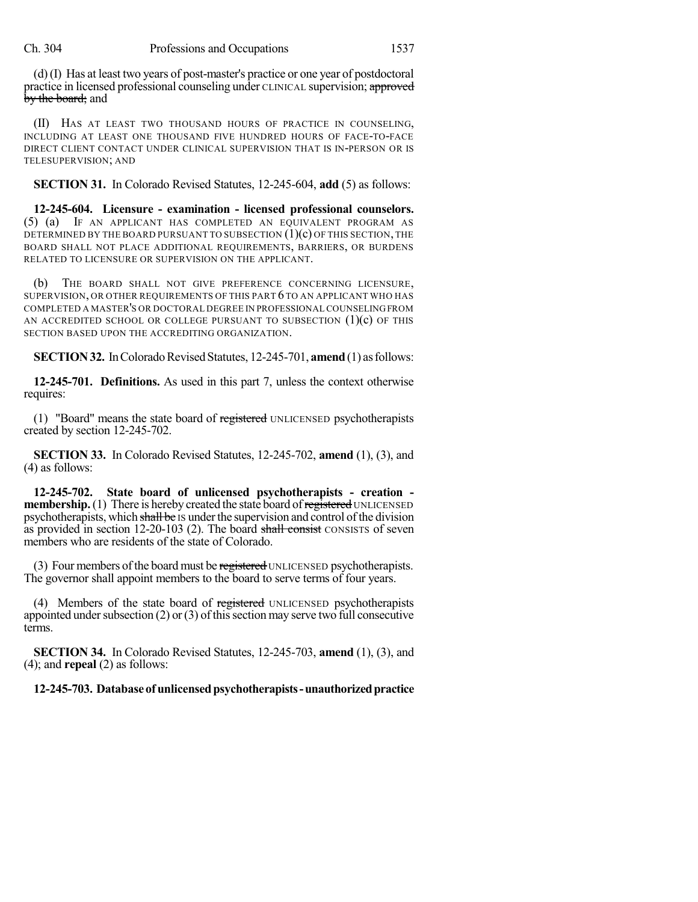(d) (I) Has at least two years of post-master's practice or one year of postdoctoral practice in licensed professional counseling under CLINICAL supervision; ~~approved by the board;~~ and

(II) HAS AT LEAST TWO THOUSAND HOURS OF PRACTICE IN COUNSELING, INCLUDING AT LEAST ONE THOUSAND FIVE HUNDRED HOURS OF FACE-TO-FACE DIRECT CLIENT CONTACT UNDER CLINICAL SUPERVISION THAT IS IN-PERSON OR IS TELESUPERVISION; AND

**SECTION 31.** In Colorado Revised Statutes, 12-245-604, **add** (5) as follows:

**12-245-604. Licensure - examination - licensed professional counselors.** (5) (a) IF AN APPLICANT HAS COMPLETED AN EQUIVALENT PROGRAM AS DETERMINED BY THE BOARD PURSUANT TO SUBSECTION (1)(c) OF THIS SECTION, THE BOARD SHALL NOT PLACE ADDITIONAL REQUIREMENTS, BARRIERS, OR BURDENS RELATED TO LICENSURE OR SUPERVISION ON THE APPLICANT.

(b) THE BOARD SHALL NOT GIVE PREFERENCE CONCERNING LICENSURE, SUPERVISION, OR OTHER REQUIREMENTS OF THIS PART 6 TO AN APPLICANT WHO HAS COMPLETED A MASTER'S OR DOCTORAL DEGREE IN PROFESSIONAL COUNSELING FROM AN ACCREDITED SCHOOL OR COLLEGE PURSUANT TO SUBSECTION (1)(c) OF THIS SECTION BASED UPON THE ACCREDITING ORGANIZATION.

**SECTION 32.** In Colorado Revised Statutes, 12-245-701, **amend** (1) as follows:

**12-245-701. Definitions.** As used in this part 7, unless the context otherwise requires:

(1) "Board" means the state board of ~~registered~~ UNLICENSED psychotherapists created by section 12-245-702.

**SECTION 33.** In Colorado Revised Statutes, 12-245-702, **amend** (1), (3), and (4) as follows:

**12-245-702. State board of unlicensed psychotherapists - creation - membership.** (1) There is hereby created the state board of ~~registered~~ UNLICENSED psychotherapists, which ~~shall be~~ IS under the supervision and control of the division as provided in section 12-20-103 (2). The board ~~shall consist~~ CONSISTS of seven members who are residents of the state of Colorado.

(3) Four members of the board must be ~~registered~~ UNLICENSED psychotherapists. The governor shall appoint members to the board to serve terms of four years.

(4) Members of the state board of ~~registered~~ UNLICENSED psychotherapists appointed under subsection (2) or (3) of this section may serve two full consecutive terms.

**SECTION 34.** In Colorado Revised Statutes, 12-245-703, **amend** (1), (3), and (4); and **repeal** (2) as follows:

**12-245-703. Database of unlicensed psychotherapists - unauthorized practice**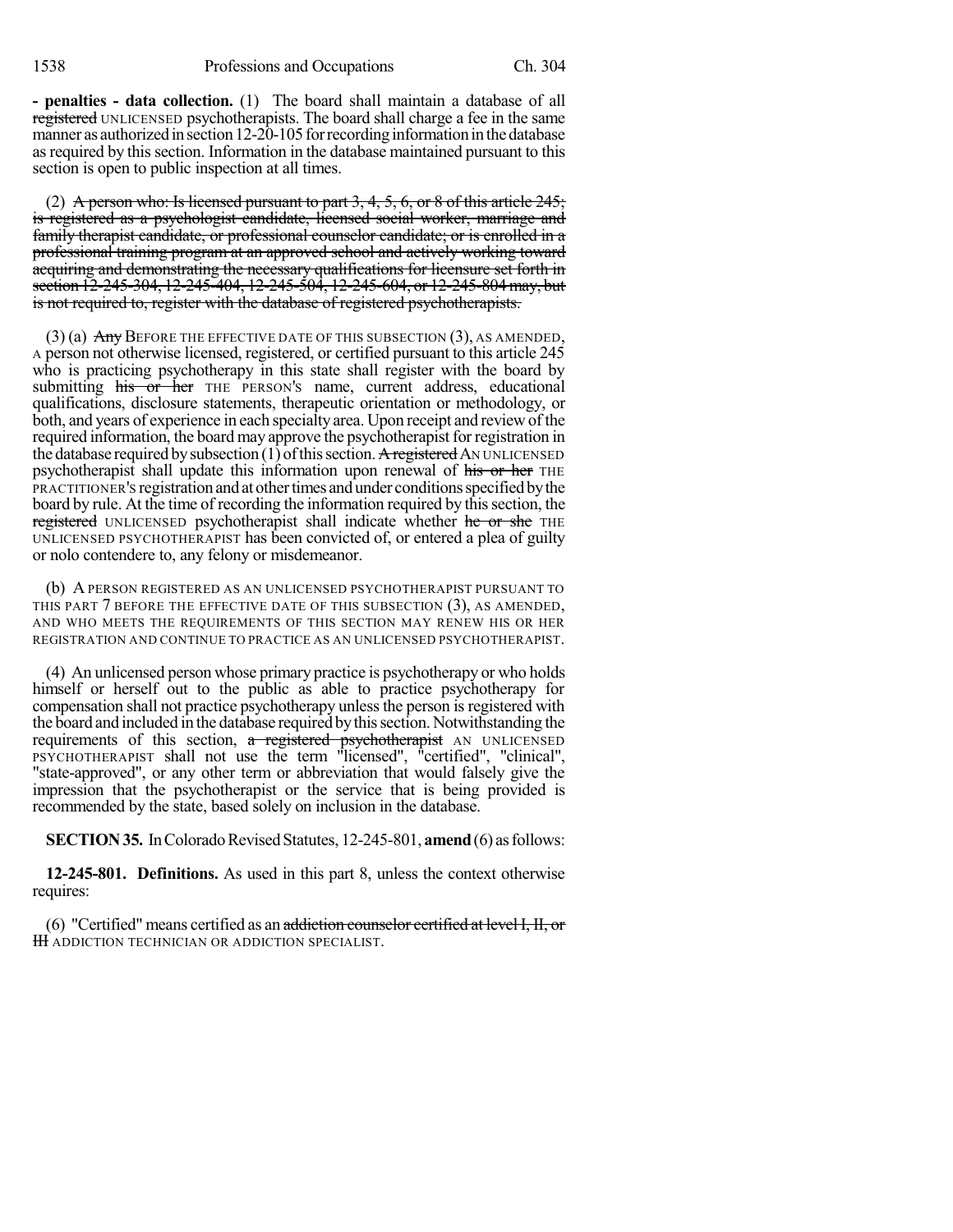**- penalties - data collection.** (1) The board shall maintain a database of all ~~registered~~ UNLICENSED psychotherapists. The board shall charge a fee in the same manner as authorized in section 12-20-105 for recording information in the database as required by this section. Information in the database maintained pursuant to this section is open to public inspection at all times.

(2) ~~A person who: Is licensed pursuant to part 3, 4, 5, 6, or 8 of this article 245; is registered as a psychologist candidate, licensed social worker, marriage and family therapist candidate, or professional counselor candidate; or is enrolled in a professional training program at an approved school and actively working toward acquiring and demonstrating the necessary qualifications for licensure set forth in section 12-245-304, 12-245-404, 12-245-504, 12-245-604, or 12-245-804 may, but is not required to, register with the database of registered psychotherapists.~~

(3) (a) ~~Any~~ BEFORE THE EFFECTIVE DATE OF THIS SUBSECTION (3), AS AMENDED, A person not otherwise licensed, registered, or certified pursuant to this article 245 who is practicing psychotherapy in this state shall register with the board by submitting ~~his or her~~ THE PERSON'S name, current address, educational qualifications, disclosure statements, therapeutic orientation or methodology, or both, and years of experience in each specialty area. Upon receipt and review of the required information, the board may approve the psychotherapist for registration in the database required by subsection (1) of this section. ~~A registered~~ AN UNLICENSED psychotherapist shall update this information upon renewal of ~~his or her~~ THE PRACTITIONER'S registration and at other times and under conditions specified by the board by rule. At the time of recording the information required by this section, the ~~registered~~ UNLICENSED psychotherapist shall indicate whether ~~he or she~~ THE UNLICENSED PSYCHOTHERAPIST has been convicted of, or entered a plea of guilty or nolo contendere to, any felony or misdemeanor.

(b) A PERSON REGISTERED AS AN UNLICENSED PSYCHOTHERAPIST PURSUANT TO THIS PART 7 BEFORE THE EFFECTIVE DATE OF THIS SUBSECTION (3), AS AMENDED, AND WHO MEETS THE REQUIREMENTS OF THIS SECTION MAY RENEW HIS OR HER REGISTRATION AND CONTINUE TO PRACTICE AS AN UNLICENSED PSYCHOTHERAPIST.

(4) An unlicensed person whose primary practice is psychotherapy or who holds himself or herself out to the public as able to practice psychotherapy for compensation shall not practice psychotherapy unless the person is registered with the board and included in the database required by this section. Notwithstanding the requirements of this section, ~~a registered psychotherapist~~ AN UNLICENSED PSYCHOTHERAPIST shall not use the term "licensed", "certified", "clinical", "state-approved", or any other term or abbreviation that would falsely give the impression that the psychotherapist or the service that is being provided is recommended by the state, based solely on inclusion in the database.

**SECTION 35.** In Colorado Revised Statutes, 12-245-801, **amend** (6) as follows:

**12-245-801. Definitions.** As used in this part 8, unless the context otherwise requires:

(6) "Certified" means certified as an ~~addiction counselor certified at level I, II, or III~~ ADDICTION TECHNICIAN OR ADDICTION SPECIALIST.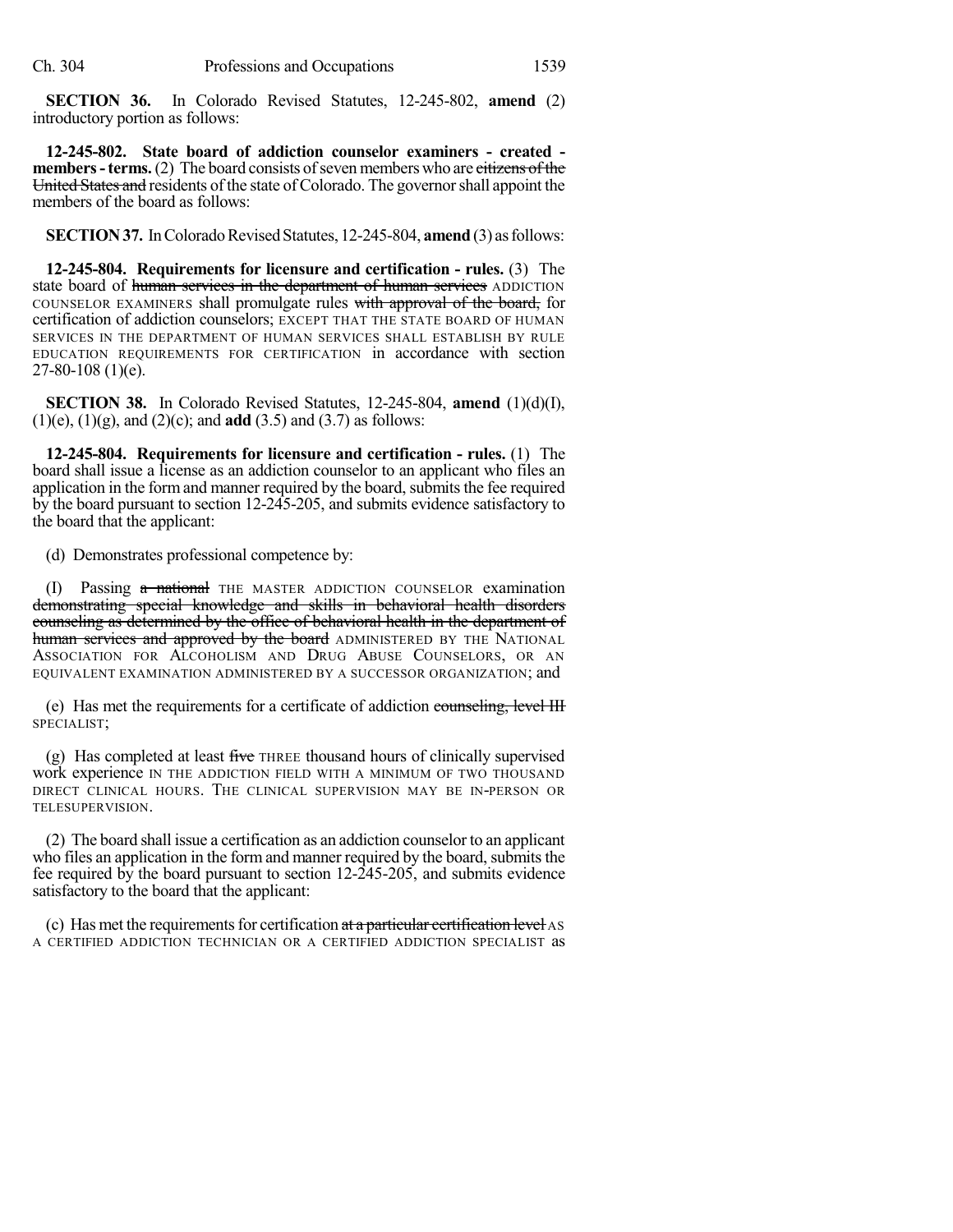**SECTION 36.** In Colorado Revised Statutes, 12-245-802, **amend** (2) introductory portion as follows:

**12-245-802. State board of addiction counselor examiners - created - members - terms.** (2) The board consists of seven members who are ~~citizens of the United States and~~ residents of the state of Colorado. The governor shall appoint the members of the board as follows:

**SECTION 37.** In Colorado Revised Statutes, 12-245-804, **amend** (3) as follows:

**12-245-804. Requirements for licensure and certification - rules.** (3) The state board of ~~human services in the department of human services~~ ADDICTION COUNSELOR EXAMINERS shall promulgate rules ~~with approval of the board,~~ for certification of addiction counselors; EXCEPT THAT THE STATE BOARD OF HUMAN SERVICES IN THE DEPARTMENT OF HUMAN SERVICES SHALL ESTABLISH BY RULE EDUCATION REQUIREMENTS FOR CERTIFICATION in accordance with section 27-80-108 (1)(e).

**SECTION 38.** In Colorado Revised Statutes, 12-245-804, **amend** (1)(d)(I), (1)(e), (1)(g), and (2)(c); and **add** (3.5) and (3.7) as follows:

**12-245-804. Requirements for licensure and certification - rules.** (1) The board shall issue a license as an addiction counselor to an applicant who files an application in the form and manner required by the board, submits the fee required by the board pursuant to section 12-245-205, and submits evidence satisfactory to the board that the applicant:

(d) Demonstrates professional competence by:

(I) Passing ~~a national~~ THE MASTER ADDICTION COUNSELOR examination ~~demonstrating special knowledge and skills in behavioral health disorders counseling as determined by the office of behavioral health in the department of human services and approved by the board~~ ADMINISTERED BY THE NATIONAL ASSOCIATION FOR ALCOHOLISM AND DRUG ABUSE COUNSELORS, OR AN EQUIVALENT EXAMINATION ADMINISTERED BY A SUCCESSOR ORGANIZATION; and

(e) Has met the requirements for a certificate of addiction ~~counseling, level III~~ SPECIALIST;

(g) Has completed at least ~~five~~ THREE thousand hours of clinically supervised work experience IN THE ADDICTION FIELD WITH A MINIMUM OF TWO THOUSAND DIRECT CLINICAL HOURS. THE CLINICAL SUPERVISION MAY BE IN-PERSON OR TELESUPERVISION.

(2) The board shall issue a certification as an addiction counselor to an applicant who files an application in the form and manner required by the board, submits the fee required by the board pursuant to section 12-245-205, and submits evidence satisfactory to the board that the applicant:

(c) Has met the requirements for certification ~~at a particular certification level~~ AS A CERTIFIED ADDICTION TECHNICIAN OR A CERTIFIED ADDICTION SPECIALIST as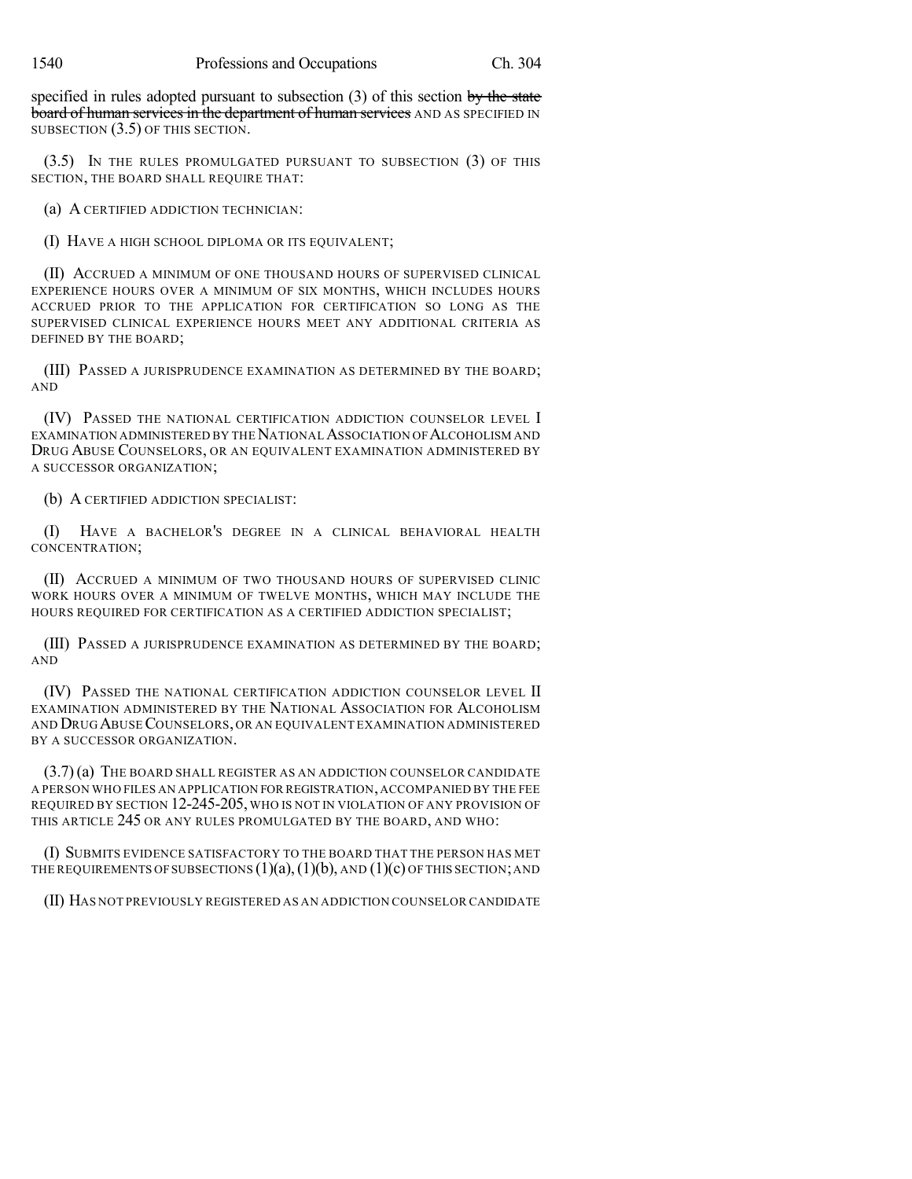specified in rules adopted pursuant to subsection (3) of this section ~~by the state board of human services in the department of human services~~ AND AS SPECIFIED IN SUBSECTION (3.5) OF THIS SECTION.

(3.5) IN THE RULES PROMULGATED PURSUANT TO SUBSECTION (3) OF THIS SECTION, THE BOARD SHALL REQUIRE THAT:

(a) A CERTIFIED ADDICTION TECHNICIAN:

(I) HAVE A HIGH SCHOOL DIPLOMA OR ITS EQUIVALENT;

(II) ACCRUED A MINIMUM OF ONE THOUSAND HOURS OF SUPERVISED CLINICAL EXPERIENCE HOURS OVER A MINIMUM OF SIX MONTHS, WHICH INCLUDES HOURS ACCRUED PRIOR TO THE APPLICATION FOR CERTIFICATION SO LONG AS THE SUPERVISED CLINICAL EXPERIENCE HOURS MEET ANY ADDITIONAL CRITERIA AS DEFINED BY THE BOARD;

(III) PASSED A JURISPRUDENCE EXAMINATION AS DETERMINED BY THE BOARD; AND

(IV) PASSED THE NATIONAL CERTIFICATION ADDICTION COUNSELOR LEVEL I EXAMINATION ADMINISTERED BY THE NATIONAL ASSOCIATION OF ALCOHOLISM AND DRUG ABUSE COUNSELORS, OR AN EQUIVALENT EXAMINATION ADMINISTERED BY A SUCCESSOR ORGANIZATION;

(b) A CERTIFIED ADDICTION SPECIALIST:

(I) HAVE A BACHELOR'S DEGREE IN A CLINICAL BEHAVIORAL HEALTH CONCENTRATION;

(II) ACCRUED A MINIMUM OF TWO THOUSAND HOURS OF SUPERVISED CLINIC WORK HOURS OVER A MINIMUM OF TWELVE MONTHS, WHICH MAY INCLUDE THE HOURS REQUIRED FOR CERTIFICATION AS A CERTIFIED ADDICTION SPECIALIST;

(III) PASSED A JURISPRUDENCE EXAMINATION AS DETERMINED BY THE BOARD; AND

(IV) PASSED THE NATIONAL CERTIFICATION ADDICTION COUNSELOR LEVEL II EXAMINATION ADMINISTERED BY THE NATIONAL ASSOCIATION FOR ALCOHOLISM AND DRUG ABUSE COUNSELORS, OR AN EQUIVALENT EXAMINATION ADMINISTERED BY A SUCCESSOR ORGANIZATION.

(3.7) (a) THE BOARD SHALL REGISTER AS AN ADDICTION COUNSELOR CANDIDATE A PERSON WHO FILES AN APPLICATION FOR REGISTRATION, ACCOMPANIED BY THE FEE REQUIRED BY SECTION 12-245-205, WHO IS NOT IN VIOLATION OF ANY PROVISION OF THIS ARTICLE 245 OR ANY RULES PROMULGATED BY THE BOARD, AND WHO:

(I) SUBMITS EVIDENCE SATISFACTORY TO THE BOARD THAT THE PERSON HAS MET THE REQUIREMENTS OF SUBSECTIONS (1)(a), (1)(b), AND (1)(c) OF THIS SECTION; AND

(II) HAS NOT PREVIOUSLY REGISTERED AS AN ADDICTION COUNSELOR CANDIDATE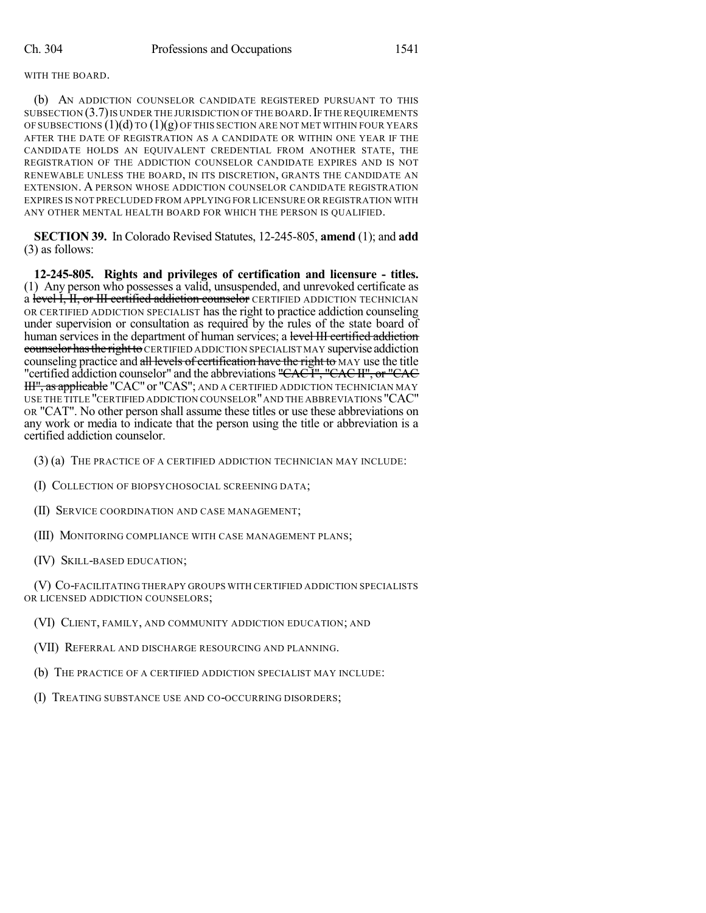WITH THE BOARD.

(b) AN ADDICTION COUNSELOR CANDIDATE REGISTERED PURSUANT TO THIS SUBSECTION (3.7) IS UNDER THE JURISDICTION OF THE BOARD. IF THE REQUIREMENTS OF SUBSECTIONS (1)(d) TO (1)(g) OF THIS SECTION ARE NOT MET WITHIN FOUR YEARS AFTER THE DATE OF REGISTRATION AS A CANDIDATE OR WITHIN ONE YEAR IF THE CANDIDATE HOLDS AN EQUIVALENT CREDENTIAL FROM ANOTHER STATE, THE REGISTRATION OF THE ADDICTION COUNSELOR CANDIDATE EXPIRES AND IS NOT RENEWABLE UNLESS THE BOARD, IN ITS DISCRETION, GRANTS THE CANDIDATE AN EXTENSION. A PERSON WHOSE ADDICTION COUNSELOR CANDIDATE REGISTRATION EXPIRES IS NOT PRECLUDED FROM APPLYING FOR LICENSURE OR REGISTRATION WITH ANY OTHER MENTAL HEALTH BOARD FOR WHICH THE PERSON IS QUALIFIED.

**SECTION 39.** In Colorado Revised Statutes, 12-245-805, **amend** (1); and **add** (3) as follows:

**12-245-805. Rights and privileges of certification and licensure - titles.** (1) Any person who possesses a valid, unsuspended, and unrevoked certificate as a ~~level I, II, or III certified addiction counselor~~ CERTIFIED ADDICTION TECHNICIAN OR CERTIFIED ADDICTION SPECIALIST has the right to practice addiction counseling under supervision or consultation as required by the rules of the state board of human services in the department of human services; a ~~level III certified addiction counselor has the right to~~ CERTIFIED ADDICTION SPECIALIST MAY supervise addiction counseling practice and ~~all levels of certification have the right to~~ MAY use the title "certified addiction counselor" and the abbreviations ~~"CAC I", "CAC II", or "CAC III", as applicable~~ "CAC" or "CAS"; AND A CERTIFIED ADDICTION TECHNICIAN MAY USE THE TITLE "CERTIFIED ADDICTION COUNSELOR" AND THE ABBREVIATIONS "CAC" OR "CAT". No other person shall assume these titles or use these abbreviations on any work or media to indicate that the person using the title or abbreviation is a certified addiction counselor.

(3) (a) THE PRACTICE OF A CERTIFIED ADDICTION TECHNICIAN MAY INCLUDE:

(I) COLLECTION OF BIOPSYCHOSOCIAL SCREENING DATA;

(II) SERVICE COORDINATION AND CASE MANAGEMENT;

(III) MONITORING COMPLIANCE WITH CASE MANAGEMENT PLANS;

(IV) SKILL-BASED EDUCATION;

(V) CO-FACILITATING THERAPY GROUPS WITH CERTIFIED ADDICTION SPECIALISTS OR LICENSED ADDICTION COUNSELORS;

(VI) CLIENT, FAMILY, AND COMMUNITY ADDICTION EDUCATION; AND

(VII) REFERRAL AND DISCHARGE RESOURCING AND PLANNING.

(b) THE PRACTICE OF A CERTIFIED ADDICTION SPECIALIST MAY INCLUDE:

(I) TREATING SUBSTANCE USE AND CO-OCCURRING DISORDERS;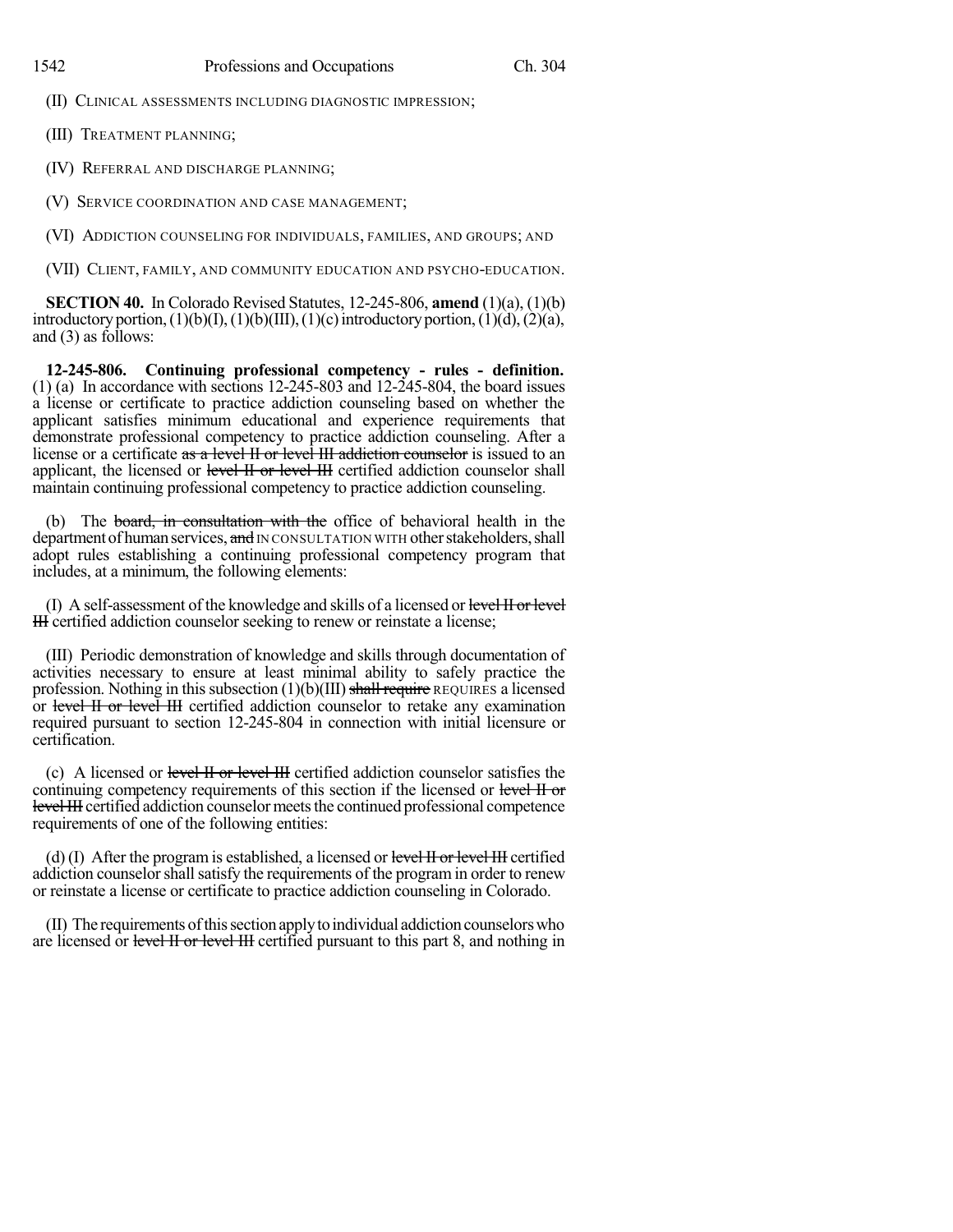(II) CLINICAL ASSESSMENTS INCLUDING DIAGNOSTIC IMPRESSION;

(III) TREATMENT PLANNING;

(IV) REFERRAL AND DISCHARGE PLANNING;

(V) SERVICE COORDINATION AND CASE MANAGEMENT;

(VI) ADDICTION COUNSELING FOR INDIVIDUALS, FAMILIES, AND GROUPS; AND

(VII) CLIENT, FAMILY, AND COMMUNITY EDUCATION AND PSYCHO-EDUCATION.

**SECTION 40.** In Colorado Revised Statutes, 12-245-806, **amend** (1)(a), (1)(b) introductory portion, (1)(b)(I), (1)(b)(III), (1)(c) introductory portion, (1)(d), (2)(a), and (3) as follows:

**12-245-806. Continuing professional competency - rules - definition.** (1) (a) In accordance with sections 12-245-803 and 12-245-804, the board issues a license or certificate to practice addiction counseling based on whether the applicant satisfies minimum educational and experience requirements that demonstrate professional competency to practice addiction counseling. After a license or a certificate ~~as a level II or level III addiction counselor~~ is issued to an applicant, the licensed or ~~level II or level III~~ certified addiction counselor shall maintain continuing professional competency to practice addiction counseling.

(b) The ~~board, in consultation with the~~ office of behavioral health in the department of human services, ~~and~~ IN CONSULTATION WITH other stakeholders, shall adopt rules establishing a continuing professional competency program that includes, at a minimum, the following elements:

(I) A self-assessment of the knowledge and skills of a licensed or ~~level II or level III~~ certified addiction counselor seeking to renew or reinstate a license;

(III) Periodic demonstration of knowledge and skills through documentation of activities necessary to ensure at least minimal ability to safely practice the profession. Nothing in this subsection (1)(b)(III) ~~shall require~~ REQUIRES a licensed or ~~level II or level III~~ certified addiction counselor to retake any examination required pursuant to section 12-245-804 in connection with initial licensure or certification.

(c) A licensed or ~~level II or level III~~ certified addiction counselor satisfies the continuing competency requirements of this section if the licensed or ~~level II or level III~~ certified addiction counselor meets the continued professional competence requirements of one of the following entities:

(d) (I) After the program is established, a licensed or ~~level II or level III~~ certified addiction counselor shall satisfy the requirements of the program in order to renew or reinstate a license or certificate to practice addiction counseling in Colorado.

(II) The requirements of this section apply to individual addiction counselors who are licensed or ~~level II or level III~~ certified pursuant to this part 8, and nothing in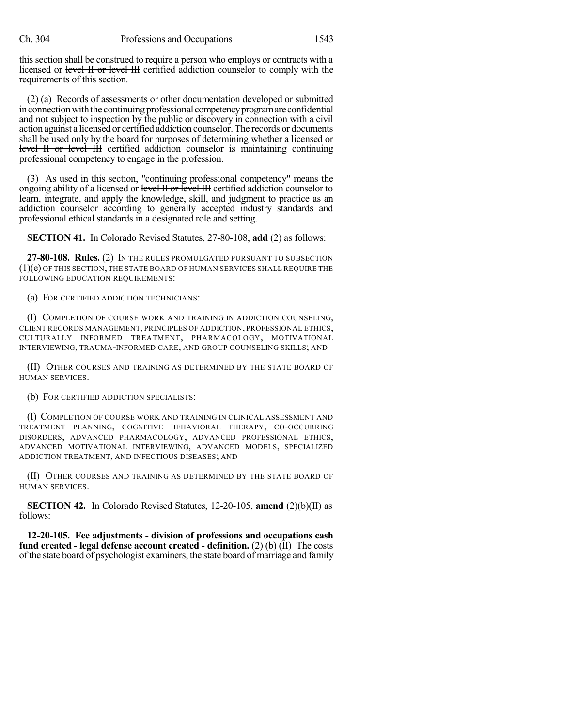this section shall be construed to require a person who employs or contracts with a licensed or ~~level II or level III~~ certified addiction counselor to comply with the requirements of this section.

(2) (a) Records of assessments or other documentation developed or submitted in connection with the continuing professional competency program are confidential and not subject to inspection by the public or discovery in connection with a civil action against a licensed or certified addiction counselor. The records or documents shall be used only by the board for purposes of determining whether a licensed or ~~level II or level III~~ certified addiction counselor is maintaining continuing professional competency to engage in the profession.

(3) As used in this section, "continuing professional competency" means the ongoing ability of a licensed or ~~level II or level III~~ certified addiction counselor to learn, integrate, and apply the knowledge, skill, and judgment to practice as an addiction counselor according to generally accepted industry standards and professional ethical standards in a designated role and setting.

**SECTION 41.** In Colorado Revised Statutes, 27-80-108, **add** (2) as follows:

**27-80-108. Rules.** (2) IN THE RULES PROMULGATED PURSUANT TO SUBSECTION (1)(e) OF THIS SECTION, THE STATE BOARD OF HUMAN SERVICES SHALL REQUIRE THE FOLLOWING EDUCATION REQUIREMENTS:

(a) FOR CERTIFIED ADDICTION TECHNICIANS:

(I) COMPLETION OF COURSE WORK AND TRAINING IN ADDICTION COUNSELING, CLIENT RECORDS MANAGEMENT, PRINCIPLES OF ADDICTION, PROFESSIONAL ETHICS, CULTURALLY INFORMED TREATMENT, PHARMACOLOGY, MOTIVATIONAL INTERVIEWING, TRAUMA-INFORMED CARE, AND GROUP COUNSELING SKILLS; AND

(II) OTHER COURSES AND TRAINING AS DETERMINED BY THE STATE BOARD OF HUMAN SERVICES.

(b) FOR CERTIFIED ADDICTION SPECIALISTS:

(I) COMPLETION OF COURSE WORK AND TRAINING IN CLINICAL ASSESSMENT AND TREATMENT PLANNING, COGNITIVE BEHAVIORAL THERAPY, CO-OCCURRING DISORDERS, ADVANCED PHARMACOLOGY, ADVANCED PROFESSIONAL ETHICS, ADVANCED MOTIVATIONAL INTERVIEWING, ADVANCED MODELS, SPECIALIZED ADDICTION TREATMENT, AND INFECTIOUS DISEASES; AND

(II) OTHER COURSES AND TRAINING AS DETERMINED BY THE STATE BOARD OF HUMAN SERVICES.

**SECTION 42.** In Colorado Revised Statutes, 12-20-105, **amend** (2)(b)(II) as follows:

**12-20-105. Fee adjustments - division of professions and occupations cash fund created - legal defense account created - definition.** (2) (b) (II) The costs of the state board of psychologist examiners, the state board of marriage and family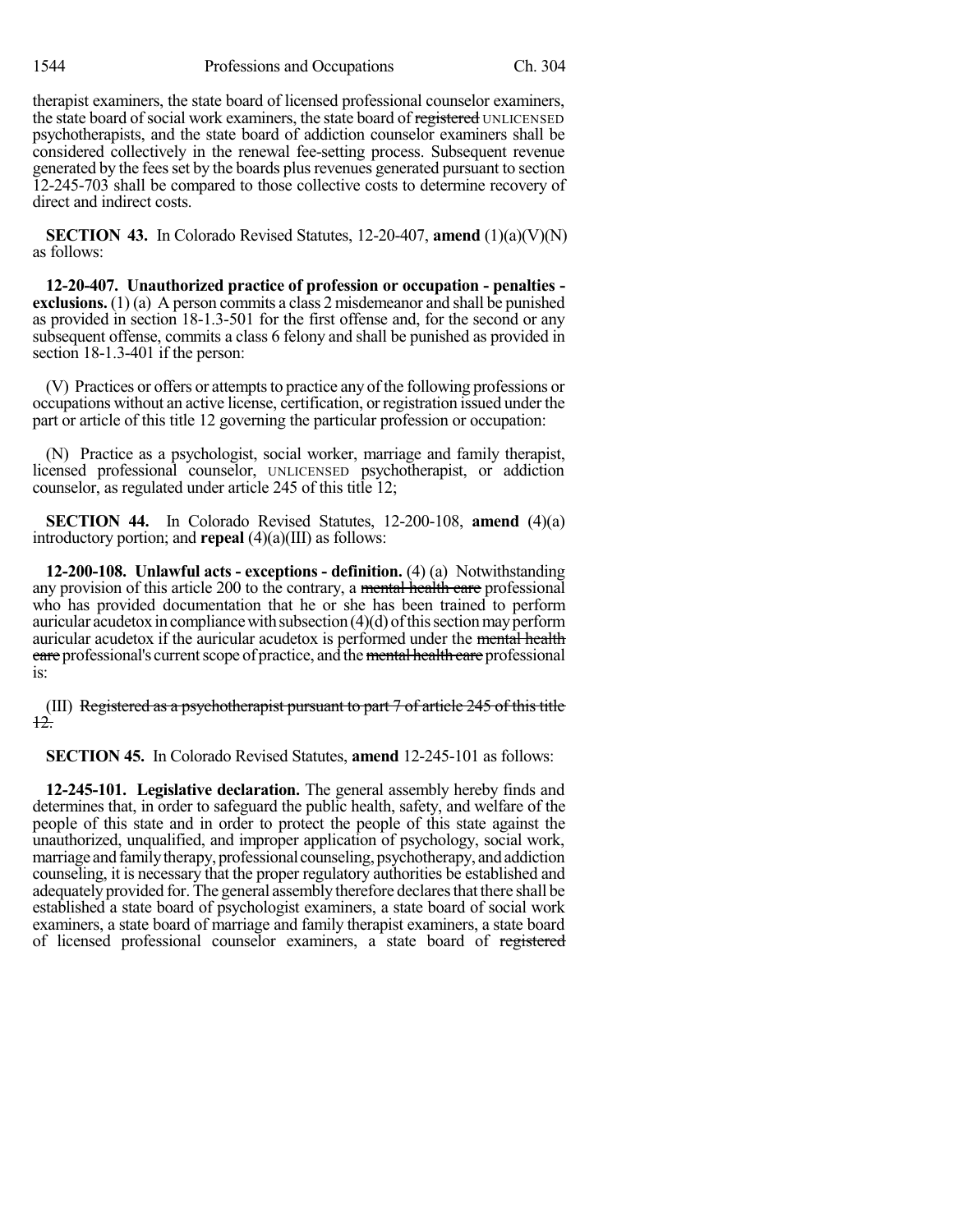therapist examiners, the state board of licensed professional counselor examiners, the state board of social work examiners, the state board of ~~registered~~ UNLICENSED psychotherapists, and the state board of addiction counselor examiners shall be considered collectively in the renewal fee-setting process. Subsequent revenue generated by the fees set by the boards plus revenues generated pursuant to section 12-245-703 shall be compared to those collective costs to determine recovery of direct and indirect costs.

**SECTION 43.** In Colorado Revised Statutes, 12-20-407, **amend** (1)(a)(V)(N) as follows:

**12-20-407. Unauthorized practice of profession or occupation - penalties - exclusions.** (1) (a) A person commits a class 2 misdemeanor and shall be punished as provided in section 18-1.3-501 for the first offense and, for the second or any subsequent offense, commits a class 6 felony and shall be punished as provided in section 18-1.3-401 if the person:

(V) Practices or offers or attempts to practice any of the following professions or occupations without an active license, certification, or registration issued under the part or article of this title 12 governing the particular profession or occupation:

(N) Practice as a psychologist, social worker, marriage and family therapist, licensed professional counselor, UNLICENSED psychotherapist, or addiction counselor, as regulated under article 245 of this title 12;

**SECTION 44.** In Colorado Revised Statutes, 12-200-108, **amend** (4)(a) introductory portion; and **repeal** (4)(a)(III) as follows:

**12-200-108. Unlawful acts - exceptions - definition.** (4) (a) Notwithstanding any provision of this article 200 to the contrary, a ~~mental health care~~ professional who has provided documentation that he or she has been trained to perform auricular acudetox in compliance with subsection (4)(d) of this section may perform auricular acudetox if the auricular acudetox is performed under the ~~mental health care~~ professional's current scope of practice, and the ~~mental health care~~ professional is:

(III) ~~Registered as a psychotherapist pursuant to part 7 of article 245 of this title 12.~~

**SECTION 45.** In Colorado Revised Statutes, **amend** 12-245-101 as follows:

**12-245-101. Legislative declaration.** The general assembly hereby finds and determines that, in order to safeguard the public health, safety, and welfare of the people of this state and in order to protect the people of this state against the unauthorized, unqualified, and improper application of psychology, social work, marriage and family therapy, professional counseling, psychotherapy, and addiction counseling, it is necessary that the proper regulatory authorities be established and adequately provided for. The general assembly therefore declares that there shall be established a state board of psychologist examiners, a state board of social work examiners, a state board of marriage and family therapist examiners, a state board of licensed professional counselor examiners, a state board of ~~registered~~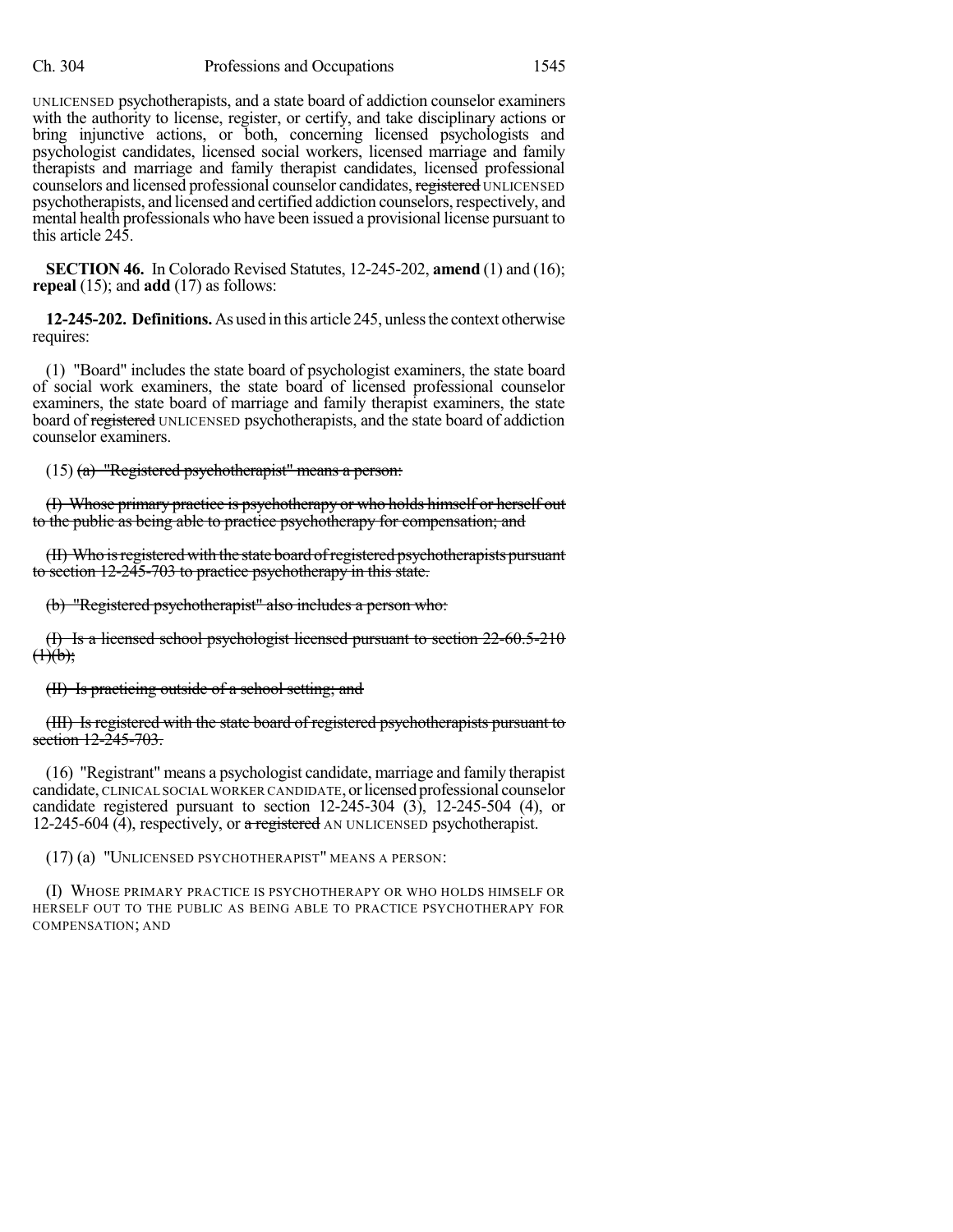UNLICENSED psychotherapists, and a state board of addiction counselor examiners with the authority to license, register, or certify, and take disciplinary actions or bring injunctive actions, or both, concerning licensed psychologists and psychologist candidates, licensed social workers, licensed marriage and family therapists and marriage and family therapist candidates, licensed professional counselors and licensed professional counselor candidates, ~~registered~~ UNLICENSED psychotherapists, and licensed and certified addiction counselors, respectively, and mental health professionals who have been issued a provisional license pursuant to this article 245.

**SECTION 46.** In Colorado Revised Statutes, 12-245-202, **amend** (1) and (16); **repeal** (15); and **add** (17) as follows:

**12-245-202. Definitions.** As used in this article 245, unless the context otherwise requires:

(1) "Board" includes the state board of psychologist examiners, the state board of social work examiners, the state board of licensed professional counselor examiners, the state board of marriage and family therapist examiners, the state board of ~~registered~~ UNLICENSED psychotherapists, and the state board of addiction counselor examiners.

(15) ~~(a) "Registered psychotherapist" means a person:~~

~~(I) Whose primary practice is psychotherapy or who holds himself or herself out to the public as being able to practice psychotherapy for compensation; and~~

~~(II) Who is registered with the state board of registered psychotherapists pursuant to section 12-245-703 to practice psychotherapy in this state.~~

~~(b) "Registered psychotherapist" also includes a person who:~~

~~(I) Is a licensed school psychologist licensed pursuant to section 22-60.5-210 (1)(b);~~

~~(II) Is practicing outside of a school setting; and~~

~~(III) Is registered with the state board of registered psychotherapists pursuant to section 12-245-703.~~

(16) "Registrant" means a psychologist candidate, marriage and family therapist candidate, CLINICAL SOCIAL WORKER CANDIDATE, or licensed professional counselor candidate registered pursuant to section 12-245-304 (3), 12-245-504 (4), or 12-245-604 (4), respectively, or ~~a registered~~ AN UNLICENSED psychotherapist.

(17) (a) "UNLICENSED PSYCHOTHERAPIST" MEANS A PERSON:

(I) WHOSE PRIMARY PRACTICE IS PSYCHOTHERAPY OR WHO HOLDS HIMSELF OR HERSELF OUT TO THE PUBLIC AS BEING ABLE TO PRACTICE PSYCHOTHERAPY FOR COMPENSATION; AND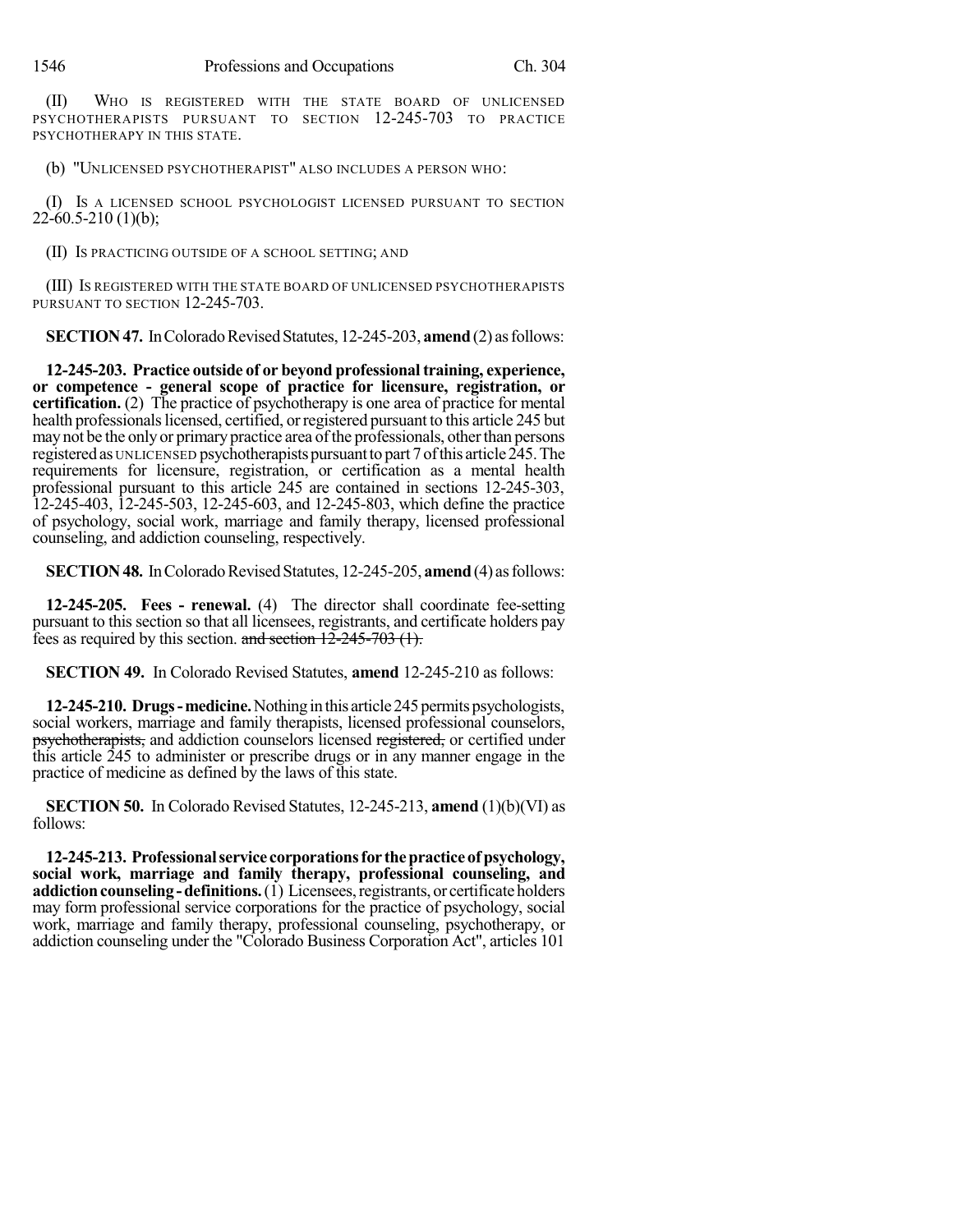(II) WHO IS REGISTERED WITH THE STATE BOARD OF UNLICENSED PSYCHOTHERAPISTS PURSUANT TO SECTION 12-245-703 TO PRACTICE PSYCHOTHERAPY IN THIS STATE.

(b) "UNLICENSED PSYCHOTHERAPIST" ALSO INCLUDES A PERSON WHO:

(I) IS A LICENSED SCHOOL PSYCHOLOGIST LICENSED PURSUANT TO SECTION 22-60.5-210 (1)(b);

(II) IS PRACTICING OUTSIDE OF A SCHOOL SETTING; AND

(III) IS REGISTERED WITH THE STATE BOARD OF UNLICENSED PSYCHOTHERAPISTS PURSUANT TO SECTION 12-245-703.

**SECTION 47.** In Colorado Revised Statutes, 12-245-203, **amend** (2) as follows:

**12-245-203. Practice outside of or beyond professional training, experience, or competence - general scope of practice for licensure, registration, or certification.** (2) The practice of psychotherapy is one area of practice for mental health professionals licensed, certified, or registered pursuant to this article 245 but may not be the only or primary practice area of the professionals, other than persons registered as UNLICENSED psychotherapists pursuant to part 7 of this article 245. The requirements for licensure, registration, or certification as a mental health professional pursuant to this article 245 are contained in sections 12-245-303, 12-245-403, 12-245-503, 12-245-603, and 12-245-803, which define the practice of psychology, social work, marriage and family therapy, licensed professional counseling, and addiction counseling, respectively.

**SECTION 48.** In Colorado Revised Statutes, 12-245-205, **amend** (4) as follows:

**12-245-205. Fees - renewal.** (4) The director shall coordinate fee-setting pursuant to this section so that all licensees, registrants, and certificate holders pay fees as required by this section. ~~and section 12-245-703 (1).~~

**SECTION 49.** In Colorado Revised Statutes, **amend** 12-245-210 as follows:

**12-245-210. Drugs - medicine.** Nothing in this article 245 permits psychologists, social workers, marriage and family therapists, licensed professional counselors, ~~psychotherapists,~~ and addiction counselors licensed ~~registered,~~ or certified under this article 245 to administer or prescribe drugs or in any manner engage in the practice of medicine as defined by the laws of this state.

**SECTION 50.** In Colorado Revised Statutes, 12-245-213, **amend** (1)(b)(VI) as follows:

**12-245-213. Professional service corporations for the practice of psychology, social work, marriage and family therapy, professional counseling, and addiction counseling - definitions.** (1) Licensees, registrants, or certificate holders may form professional service corporations for the practice of psychology, social work, marriage and family therapy, professional counseling, psychotherapy, or addiction counseling under the "Colorado Business Corporation Act", articles 101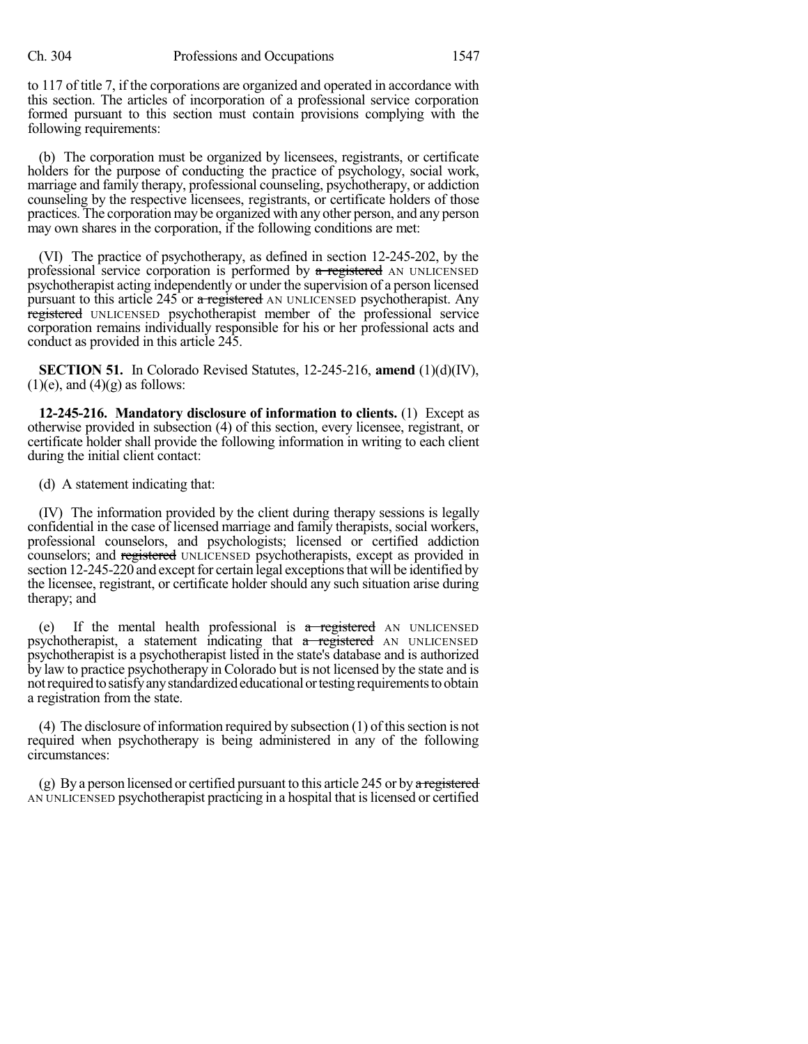to 117 of title 7, if the corporations are organized and operated in accordance with this section. The articles of incorporation of a professional service corporation formed pursuant to this section must contain provisions complying with the following requirements:

(b) The corporation must be organized by licensees, registrants, or certificate holders for the purpose of conducting the practice of psychology, social work, marriage and family therapy, professional counseling, psychotherapy, or addiction counseling by the respective licensees, registrants, or certificate holders of those practices. The corporation may be organized with any other person, and any person may own shares in the corporation, if the following conditions are met:

(VI) The practice of psychotherapy, as defined in section 12-245-202, by the professional service corporation is performed by ~~a registered~~ AN UNLICENSED psychotherapist acting independently or under the supervision of a person licensed pursuant to this article 245 or ~~a registered~~ AN UNLICENSED psychotherapist. Any ~~registered~~ UNLICENSED psychotherapist member of the professional service corporation remains individually responsible for his or her professional acts and conduct as provided in this article 245.

**SECTION 51.** In Colorado Revised Statutes, 12-245-216, **amend** (1)(d)(IV), (1)(e), and (4)(g) as follows:

**12-245-216. Mandatory disclosure of information to clients.** (1) Except as otherwise provided in subsection (4) of this section, every licensee, registrant, or certificate holder shall provide the following information in writing to each client during the initial client contact:

(d) A statement indicating that:

(IV) The information provided by the client during therapy sessions is legally confidential in the case of licensed marriage and family therapists, social workers, professional counselors, and psychologists; licensed or certified addiction counselors; and ~~registered~~ UNLICENSED psychotherapists, except as provided in section 12-245-220 and except for certain legal exceptions that will be identified by the licensee, registrant, or certificate holder should any such situation arise during therapy; and

(e) If the mental health professional is ~~a registered~~ AN UNLICENSED psychotherapist, a statement indicating that ~~a registered~~ AN UNLICENSED psychotherapist is a psychotherapist listed in the state's database and is authorized by law to practice psychotherapy in Colorado but is not licensed by the state and is not required to satisfy any standardized educational or testing requirements to obtain a registration from the state.

(4) The disclosure of information required by subsection (1) of this section is not required when psychotherapy is being administered in any of the following circumstances:

(g) By a person licensed or certified pursuant to this article 245 or by ~~a registered~~ AN UNLICENSED psychotherapist practicing in a hospital that is licensed or certified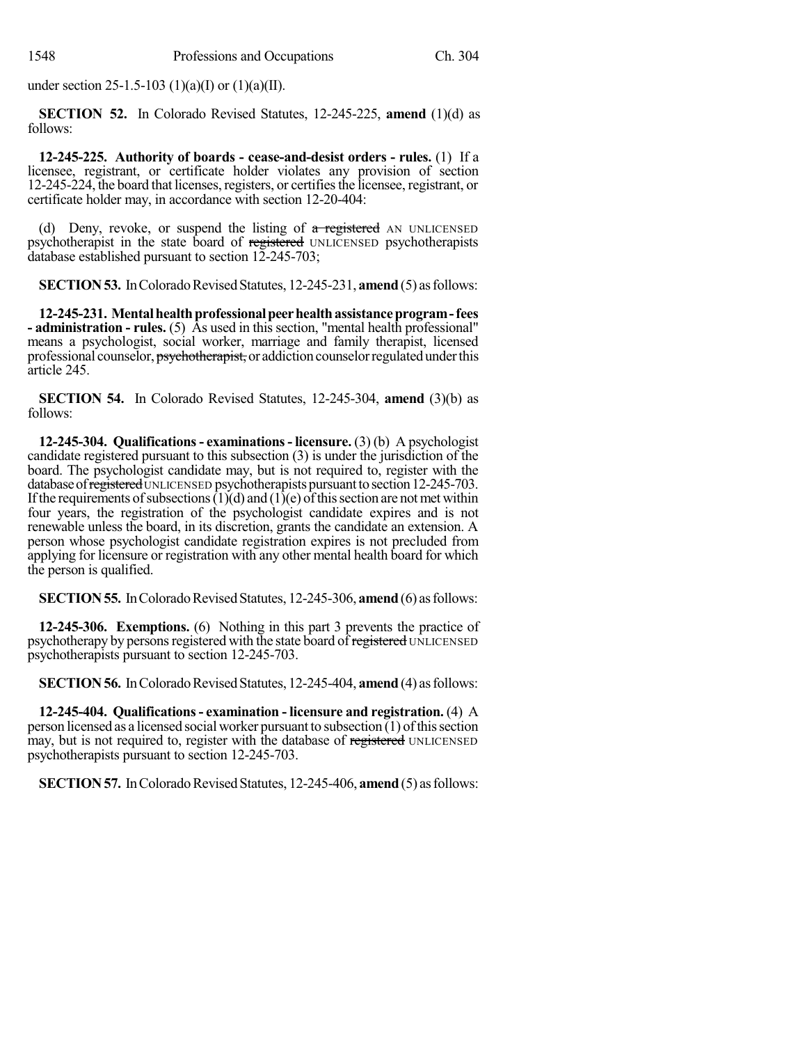under section 25-1.5-103 (1)(a)(I) or (1)(a)(II).

**SECTION 52.** In Colorado Revised Statutes, 12-245-225, **amend** (1)(d) as follows:

**12-245-225. Authority of boards - cease-and-desist orders - rules.** (1) If a licensee, registrant, or certificate holder violates any provision of section 12-245-224, the board that licenses, registers, or certifies the licensee, registrant, or certificate holder may, in accordance with section 12-20-404:

(d) Deny, revoke, or suspend the listing of ~~a registered~~ AN UNLICENSED psychotherapist in the state board of ~~registered~~ UNLICENSED psychotherapists database established pursuant to section 12-245-703;

**SECTION 53.** In Colorado Revised Statutes, 12-245-231, **amend** (5) as follows:

**12-245-231. Mental health professional peer health assistance program - fees - administration - rules.** (5) As used in this section, "mental health professional" means a psychologist, social worker, marriage and family therapist, licensed professional counselor, ~~psychotherapist,~~ or addiction counselor regulated under this article 245.

**SECTION 54.** In Colorado Revised Statutes, 12-245-304, **amend** (3)(b) as follows:

**12-245-304. Qualifications - examinations - licensure.** (3) (b) A psychologist candidate registered pursuant to this subsection (3) is under the jurisdiction of the board. The psychologist candidate may, but is not required to, register with the database of ~~registered~~ UNLICENSED psychotherapists pursuant to section 12-245-703. If the requirements of subsections (1)(d) and (1)(e) of this section are not met within four years, the registration of the psychologist candidate expires and is not renewable unless the board, in its discretion, grants the candidate an extension. A person whose psychologist candidate registration expires is not precluded from applying for licensure or registration with any other mental health board for which the person is qualified.

**SECTION 55.** In Colorado Revised Statutes, 12-245-306, **amend** (6) as follows:

**12-245-306. Exemptions.** (6) Nothing in this part 3 prevents the practice of psychotherapy by persons registered with the state board of ~~registered~~ UNLICENSED psychotherapists pursuant to section 12-245-703.

**SECTION 56.** In Colorado Revised Statutes, 12-245-404, **amend** (4) as follows:

**12-245-404. Qualifications - examination - licensure and registration.** (4) A person licensed as a licensed social worker pursuant to subsection (1) of this section may, but is not required to, register with the database of ~~registered~~ UNLICENSED psychotherapists pursuant to section 12-245-703.

**SECTION 57.** In Colorado Revised Statutes, 12-245-406, **amend** (5) as follows: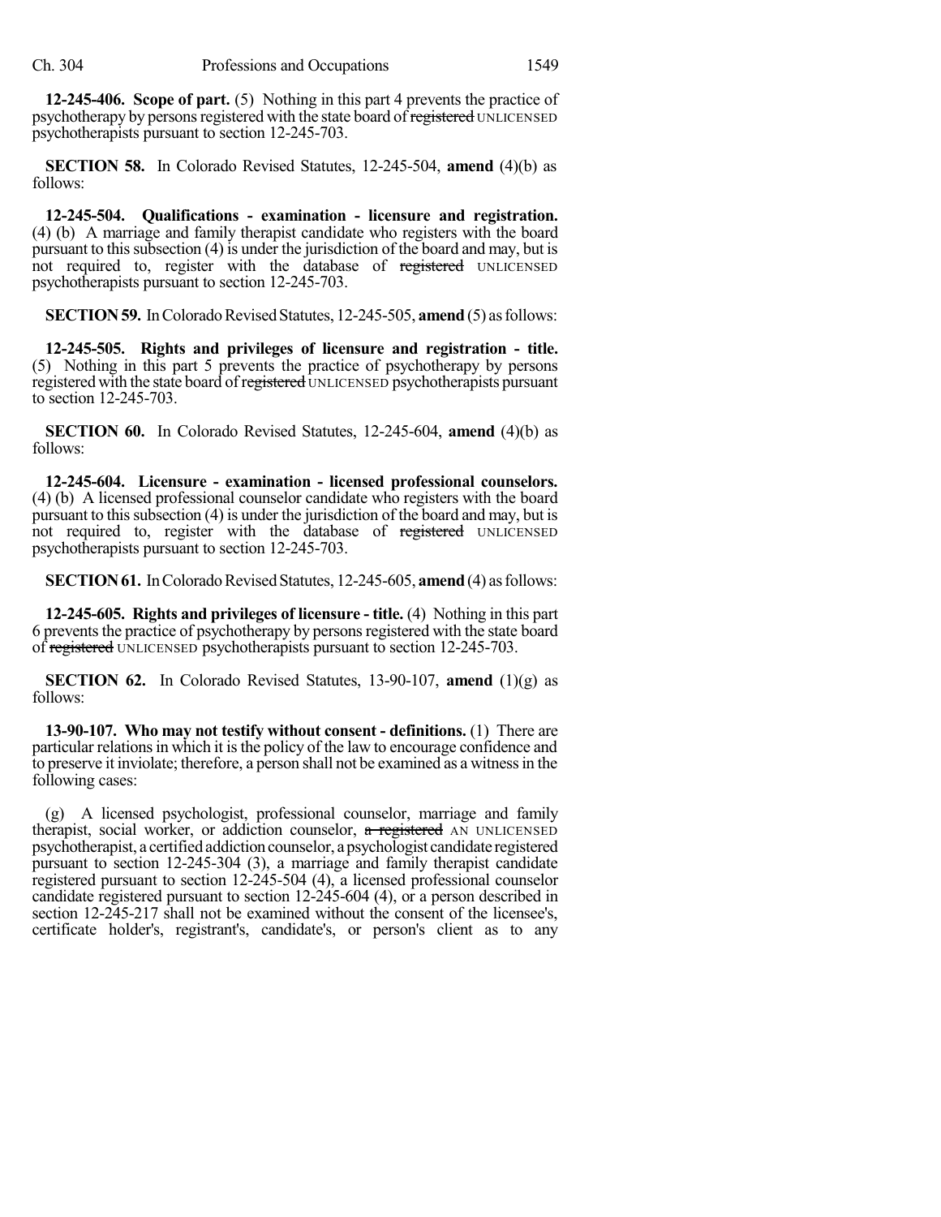**12-245-406. Scope of part.** (5) Nothing in this part 4 prevents the practice of psychotherapy by persons registered with the state board of ~~registered~~ UNLICENSED psychotherapists pursuant to section 12-245-703.

**SECTION 58.** In Colorado Revised Statutes, 12-245-504, **amend** (4)(b) as follows:

**12-245-504. Qualifications - examination - licensure and registration.** (4) (b) A marriage and family therapist candidate who registers with the board pursuant to this subsection (4) is under the jurisdiction of the board and may, but is not required to, register with the database of ~~registered~~ UNLICENSED psychotherapists pursuant to section 12-245-703.

**SECTION 59.** In Colorado Revised Statutes, 12-245-505, **amend** (5) as follows:

**12-245-505. Rights and privileges of licensure and registration - title.** (5) Nothing in this part 5 prevents the practice of psychotherapy by persons registered with the state board of ~~registered~~ UNLICENSED psychotherapists pursuant to section 12-245-703.

**SECTION 60.** In Colorado Revised Statutes, 12-245-604, **amend** (4)(b) as follows:

**12-245-604. Licensure - examination - licensed professional counselors.** (4) (b) A licensed professional counselor candidate who registers with the board pursuant to this subsection (4) is under the jurisdiction of the board and may, but is not required to, register with the database of ~~registered~~ UNLICENSED psychotherapists pursuant to section 12-245-703.

**SECTION 61.** In Colorado Revised Statutes, 12-245-605, **amend** (4) as follows:

**12-245-605. Rights and privileges of licensure - title.** (4) Nothing in this part 6 prevents the practice of psychotherapy by persons registered with the state board of ~~registered~~ UNLICENSED psychotherapists pursuant to section 12-245-703.

**SECTION 62.** In Colorado Revised Statutes, 13-90-107, **amend** (1)(g) as follows:

**13-90-107. Who may not testify without consent - definitions.** (1) There are particular relations in which it is the policy of the law to encourage confidence and to preserve it inviolate; therefore, a person shall not be examined as a witness in the following cases:

(g) A licensed psychologist, professional counselor, marriage and family therapist, social worker, or addiction counselor, ~~a registered~~ AN UNLICENSED psychotherapist, a certified addiction counselor, a psychologist candidate registered pursuant to section 12-245-304 (3), a marriage and family therapist candidate registered pursuant to section 12-245-504 (4), a licensed professional counselor candidate registered pursuant to section 12-245-604 (4), or a person described in section 12-245-217 shall not be examined without the consent of the licensee's, certificate holder's, registrant's, candidate's, or person's client as to any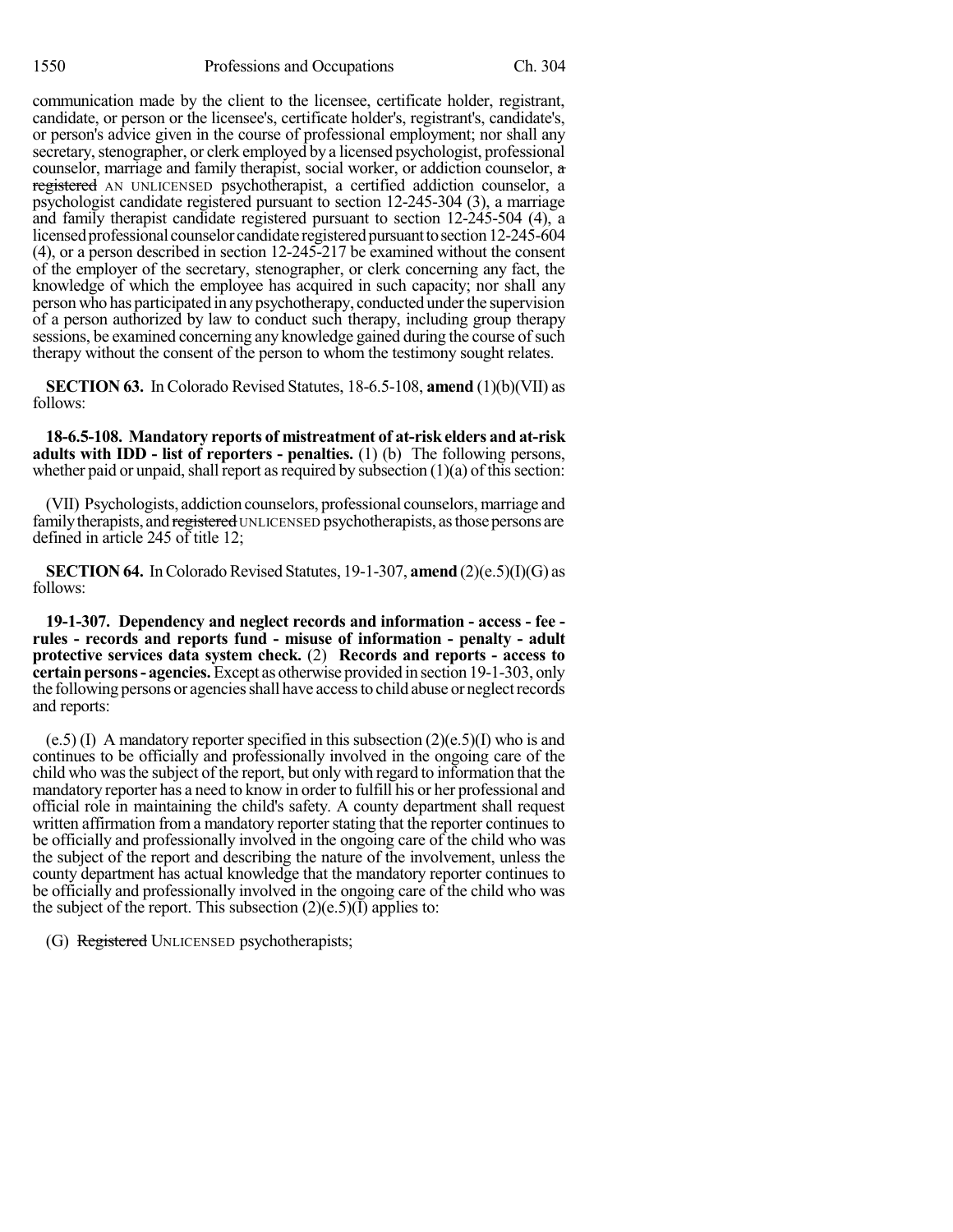communication made by the client to the licensee, certificate holder, registrant, candidate, or person or the licensee's, certificate holder's, registrant's, candidate's, or person's advice given in the course of professional employment; nor shall any secretary, stenographer, or clerk employed by a licensed psychologist, professional counselor, marriage and family therapist, social worker, or addiction counselor, ~~a registered~~ AN UNLICENSED psychotherapist, a certified addiction counselor, a psychologist candidate registered pursuant to section 12-245-304 (3), a marriage and family therapist candidate registered pursuant to section 12-245-504 (4), a licensed professional counselor candidate registered pursuant to section 12-245-604 (4), or a person described in section 12-245-217 be examined without the consent of the employer of the secretary, stenographer, or clerk concerning any fact, the knowledge of which the employee has acquired in such capacity; nor shall any person who has participated in any psychotherapy, conducted under the supervision of a person authorized by law to conduct such therapy, including group therapy sessions, be examined concerning any knowledge gained during the course of such therapy without the consent of the person to whom the testimony sought relates.

**SECTION 63.** In Colorado Revised Statutes, 18-6.5-108, **amend** (1)(b)(VII) as follows:

**18-6.5-108. Mandatory reports of mistreatment of at-risk elders and at-risk adults with IDD - list of reporters - penalties.** (1) (b) The following persons, whether paid or unpaid, shall report as required by subsection (1)(a) of this section:

(VII) Psychologists, addiction counselors, professional counselors, marriage and family therapists, and ~~registered~~ UNLICENSED psychotherapists, as those persons are defined in article 245 of title 12;

**SECTION 64.** In Colorado Revised Statutes, 19-1-307, **amend** (2)(e.5)(I)(G) as follows:

**19-1-307. Dependency and neglect records and information - access - fee - rules - records and reports fund - misuse of information - penalty - adult protective services data system check.** (2) **Records and reports - access to certain persons - agencies.** Except as otherwise provided in section 19-1-303, only the following persons or agencies shall have access to child abuse or neglect records and reports:

(e.5) (I) A mandatory reporter specified in this subsection (2)(e.5)(I) who is and continues to be officially and professionally involved in the ongoing care of the child who was the subject of the report, but only with regard to information that the mandatory reporter has a need to know in order to fulfill his or her professional and official role in maintaining the child's safety. A county department shall request written affirmation from a mandatory reporter stating that the reporter continues to be officially and professionally involved in the ongoing care of the child who was the subject of the report and describing the nature of the involvement, unless the county department has actual knowledge that the mandatory reporter continues to be officially and professionally involved in the ongoing care of the child who was the subject of the report. This subsection (2)(e.5)(I) applies to:

(G) ~~Registered~~ UNLICENSED psychotherapists;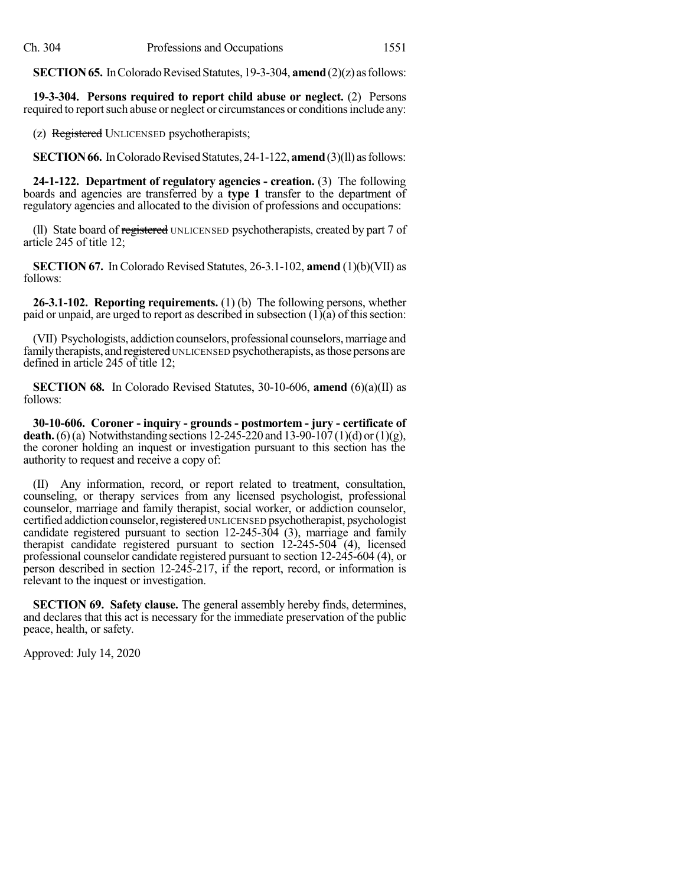**SECTION 65.** In Colorado Revised Statutes, 19-3-304, **amend** (2)(z) as follows:

**19-3-304. Persons required to report child abuse or neglect.** (2) Persons required to report such abuse or neglect or circumstances or conditions include any:

(z) ~~Registered~~ UNLICENSED psychotherapists;

**SECTION 66.** In Colorado Revised Statutes, 24-1-122, **amend** (3)(ll) as follows:

**24-1-122. Department of regulatory agencies - creation.** (3) The following boards and agencies are transferred by a **type 1** transfer to the department of regulatory agencies and allocated to the division of professions and occupations:

(ll) State board of ~~registered~~ UNLICENSED psychotherapists, created by part 7 of article 245 of title 12;

**SECTION 67.** In Colorado Revised Statutes, 26-3.1-102, **amend** (1)(b)(VII) as follows:

**26-3.1-102. Reporting requirements.** (1) (b) The following persons, whether paid or unpaid, are urged to report as described in subsection (1)(a) of this section:

(VII) Psychologists, addiction counselors, professional counselors, marriage and family therapists, and ~~registered~~ UNLICENSED psychotherapists, as those persons are defined in article 245 of title 12;

**SECTION 68.** In Colorado Revised Statutes, 30-10-606, **amend** (6)(a)(II) as follows:

**30-10-606. Coroner - inquiry - grounds - postmortem - jury - certificate of death.** (6) (a) Notwithstanding sections 12-245-220 and 13-90-107 (1)(d) or (1)(g), the coroner holding an inquest or investigation pursuant to this section has the authority to request and receive a copy of:

(II) Any information, record, or report related to treatment, consultation, counseling, or therapy services from any licensed psychologist, professional counselor, marriage and family therapist, social worker, or addiction counselor, certified addiction counselor, ~~registered~~ UNLICENSED psychotherapist, psychologist candidate registered pursuant to section 12-245-304 (3), marriage and family therapist candidate registered pursuant to section 12-245-504 (4), licensed professional counselor candidate registered pursuant to section 12-245-604 (4), or person described in section 12-245-217, if the report, record, or information is relevant to the inquest or investigation.

**SECTION 69. Safety clause.** The general assembly hereby finds, determines, and declares that this act is necessary for the immediate preservation of the public peace, health, or safety.

Approved: July 14, 2020